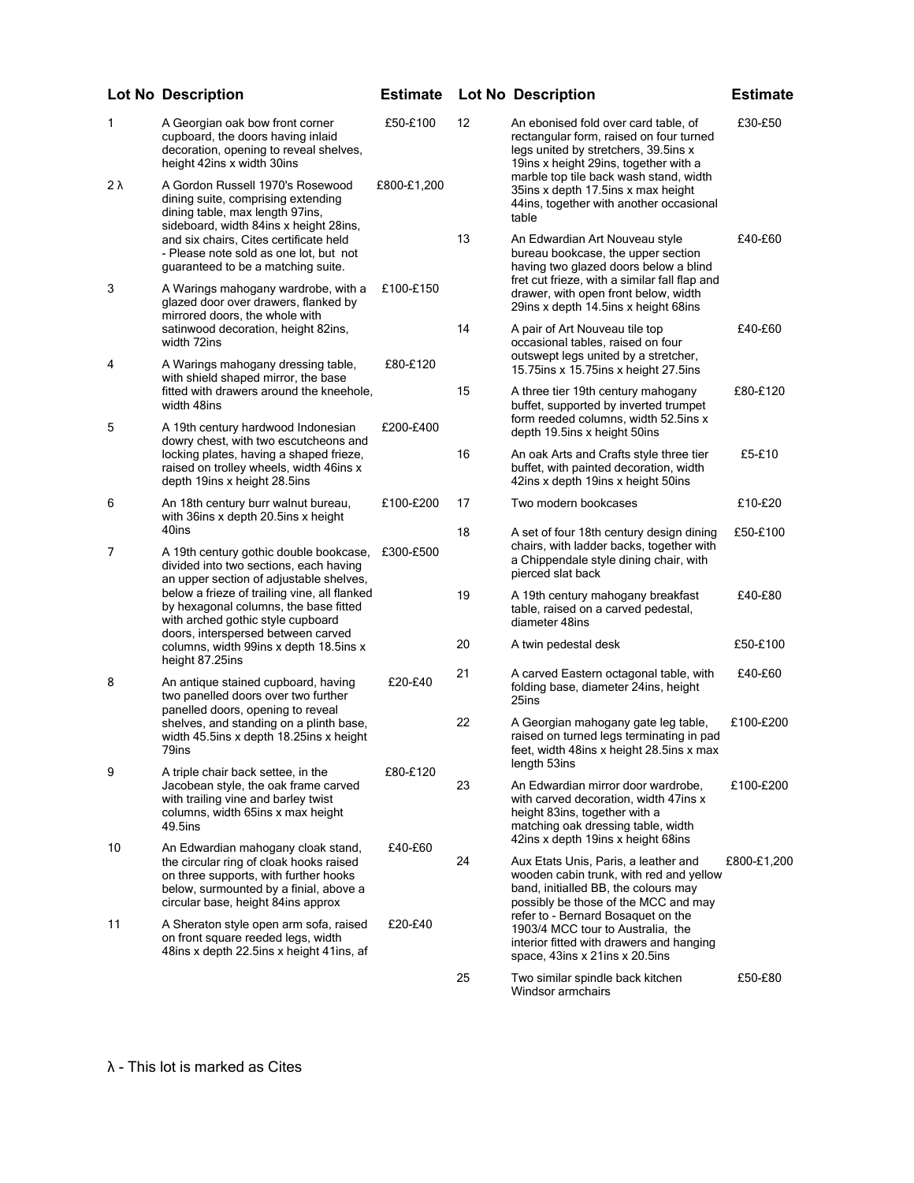| Lot No | Description | Estimate |
|---|---|---|
| 1 | A Georgian oak bow front corner cupboard, the doors having inlaid decoration, opening to reveal shelves, height 42ins x width 30ins | £50-£100 |
| 2 λ | A Gordon Russell 1970's Rosewood dining suite, comprising extending dining table, max length 97ins, sideboard, width 84ins x height 28ins, and six chairs, Cites certificate held - Please note sold as one lot, but not guaranteed to be a matching suite. | £800-£1,200 |
| 3 | A Warings mahogany wardrobe, with a glazed door over drawers, flanked by mirrored doors, the whole with satinwood decoration, height 82ins, width 72ins | £100-£150 |
| 4 | A Warings mahogany dressing table, with shield shaped mirror, the base fitted with drawers around the kneehole, width 48ins | £80-£120 |
| 5 | A 19th century hardwood Indonesian dowry chest, with two escutcheons and locking plates, having a shaped frieze, raised on trolley wheels, width 46ins x depth 19ins x height 28.5ins | £200-£400 |
| 6 | An 18th century burr walnut bureau, with 36ins x depth 20.5ins x height 40ins | £100-£200 |
| 7 | A 19th century gothic double bookcase, divided into two sections, each having an upper section of adjustable shelves, below a frieze of trailing vine, all flanked by hexagonal columns, the base fitted with arched gothic style cupboard doors, interspersed between carved columns, width 99ins x depth 18.5ins x height 87.25ins | £300-£500 |
| 8 | An antique stained cupboard, having two panelled doors over two further panelled doors, opening to reveal shelves, and standing on a plinth base, width 45.5ins x depth 18.25ins x height 79ins | £20-£40 |
| 9 | A triple chair back settee, in the Jacobean style, the oak frame carved with trailing vine and barley twist columns, width 65ins x max height 49.5ins | £80-£120 |
| 10 | An Edwardian mahogany cloak stand, the circular ring of cloak hooks raised on three supports, with further hooks below, surmounted by a finial, above a circular base, height 84ins approx | £40-£60 |
| 11 | A Sheraton style open arm sofa, raised on front square reeded legs, width 48ins x depth 22.5ins x height 41ins, af | £20-£40 |
| 12 | An ebonised fold over card table, of rectangular form, raised on four turned legs united by stretchers, 39.5ins x 19ins x height 29ins, together with a marble top tile back wash stand, width 35ins x depth 17.5ins x max height 44ins, together with another occasional table | £30-£50 |
| 13 | An Edwardian Art Nouveau style bureau bookcase, the upper section having two glazed doors below a blind fret cut frieze, with a similar fall flap and drawer, with open front below, width 29ins x depth 14.5ins x height 68ins | £40-£60 |
| 14 | A pair of Art Nouveau tile top occasional tables, raised on four outswept legs united by a stretcher, 15.75ins x 15.75ins x height 27.5ins | £40-£60 |
| 15 | A three tier 19th century mahogany buffet, supported by inverted trumpet form reeded columns, width 52.5ins x depth 19.5ins x height 50ins | £80-£120 |
| 16 | An oak Arts and Crafts style three tier buffet, with painted decoration, width 42ins x depth 19ins x height 50ins | £5-£10 |
| 17 | Two modern bookcases | £10-£20 |
| 18 | A set of four 18th century design dining chairs, with ladder backs, together with a Chippendale style dining chair, with pierced slat back | £50-£100 |
| 19 | A 19th century mahogany breakfast table, raised on a carved pedestal, diameter 48ins | £40-£80 |
| 20 | A twin pedestal desk | £50-£100 |
| 21 | A carved Eastern octagonal table, with folding base, diameter 24ins, height 25ins | £40-£60 |
| 22 | A Georgian mahogany gate leg table, raised on turned legs terminating in pad feet, width 48ins x height 28.5ins x max length 53ins | £100-£200 |
| 23 | An Edwardian mirror door wardrobe, with carved decoration, width 47ins x height 83ins, together with a matching oak dressing table, width 42ins x depth 19ins x height 68ins | £100-£200 |
| 24 | Aux Etats Unis, Paris, a leather and wooden cabin trunk, with red and yellow band, initialled BB, the colours may possibly be those of the MCC and may refer to - Bernard Bosaquet on the 1903/4 MCC tour to Australia, the interior fitted with drawers and hanging space, 43ins x 21ins x 20.5ins | £800-£1,200 |
| 25 | Two similar spindle back kitchen Windsor armchairs | £50-£80 |

λ - This lot is marked as Cites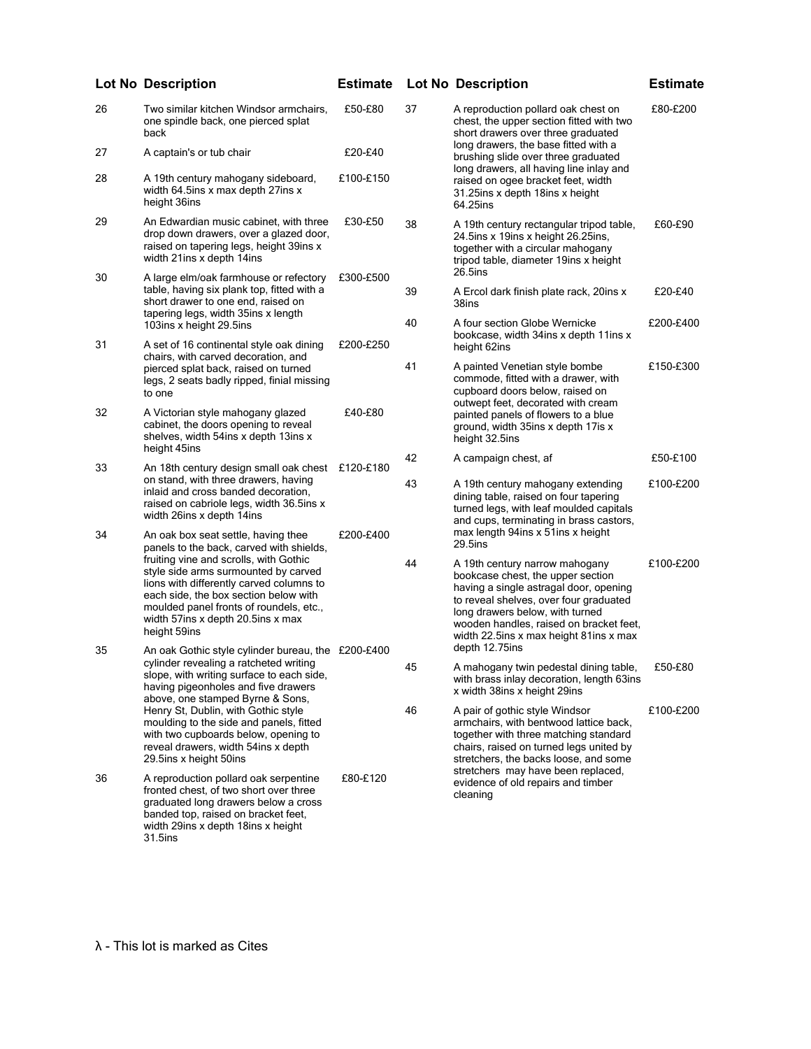| Lot No | Description | Estimate |
| --- | --- | --- |
| 26 | Two similar kitchen Windsor armchairs, one spindle back, one pierced splat back | £50-£80 |
| 27 | A captain's or tub chair | £20-£40 |
| 28 | A 19th century mahogany sideboard, width 64.5ins x max depth 27ins x height 36ins | £100-£150 |
| 29 | An Edwardian music cabinet, with three drop down drawers, over a glazed door, raised on tapering legs, height 39ins x width 21ins x depth 14ins | £30-£50 |
| 30 | A large elm/oak farmhouse or refectory table, having six plank top, fitted with a short drawer to one end, raised on tapering legs, width 35ins x length 103ins x height 29.5ins | £300-£500 |
| 31 | A set of 16 continental style oak dining chairs, with carved decoration, and pierced splat back, raised on turned legs, 2 seats badly ripped, finial missing to one | £200-£250 |
| 32 | A Victorian style mahogany glazed cabinet, the doors opening to reveal shelves, width 54ins x depth 13ins x height 45ins | £40-£80 |
| 33 | An 18th century design small oak chest on stand, with three drawers, having inlaid and cross banded decoration, raised on cabriole legs, width 36.5ins x width 26ins x depth 14ins | £120-£180 |
| 34 | An oak box seat settle, having thee panels to the back, carved with shields, fruiting vine and scrolls, with Gothic style side arms surmounted by carved lions with differently carved columns to each side, the box section below with moulded panel fronts of roundels, etc., width 57ins x depth 20.5ins x max height 59ins | £200-£400 |
| 35 | An oak Gothic style cylinder bureau, the cylinder revealing a ratcheted writing slope, with writing surface to each side, having pigeonholes and five drawers above, one stamped Byrne & Sons, Henry St, Dublin, with Gothic style moulding to the side and panels, fitted with two cupboards below, opening to reveal drawers, width 54ins x depth 29.5ins x height 50ins | £200-£400 |
| 36 | A reproduction pollard oak serpentine fronted chest, of two short over three graduated long drawers below a cross banded top, raised on bracket feet, width 29ins x depth 18ins x height 31.5ins | £80-£120 |
| 37 | A reproduction pollard oak chest on chest, the upper section fitted with two short drawers over three graduated long drawers, the base fitted with a brushing slide over three graduated long drawers, all having line inlay and raised on ogee bracket feet, width 31.25ins x depth 18ins x height 64.25ins | £80-£200 |
| 38 | A 19th century rectangular tripod table, 24.5ins x 19ins x height 26.25ins, together with a circular mahogany tripod table, diameter 19ins x height 26.5ins | £60-£90 |
| 39 | A Ercol dark finish plate rack, 20ins x 38ins | £20-£40 |
| 40 | A four section Globe Wernicke bookcase, width 34ins x depth 11ins x height 62ins | £200-£400 |
| 41 | A painted Venetian style bombe commode, fitted with a drawer, with cupboard doors below, raised on outwept feet, decorated with cream painted panels of flowers to a blue ground, width 35ins x depth 17is x height 32.5ins | £150-£300 |
| 42 | A campaign chest, af | £50-£100 |
| 43 | A 19th century mahogany extending dining table, raised on four tapering turned legs, with leaf moulded capitals and cups, terminating in brass castors, max length 94ins x 51ins x height 29.5ins | £100-£200 |
| 44 | A 19th century narrow mahogany bookcase chest, the upper section having a single astragal door, opening to reveal shelves, over four graduated long drawers below, with turned wooden handles, raised on bracket feet, width 22.5ins x max height 81ins x max depth 12.75ins | £100-£200 |
| 45 | A mahogany twin pedestal dining table, with brass inlay decoration, length 63ins x width 38ins x height 29ins | £50-£80 |
| 46 | A pair of gothic style Windsor armchairs, with bentwood lattice back, together with three matching standard chairs, raised on turned legs united by stretchers, the backs loose, and some stretchers may have been replaced, evidence of old repairs and timber cleaning | £100-£200 |

λ - This lot is marked as Cites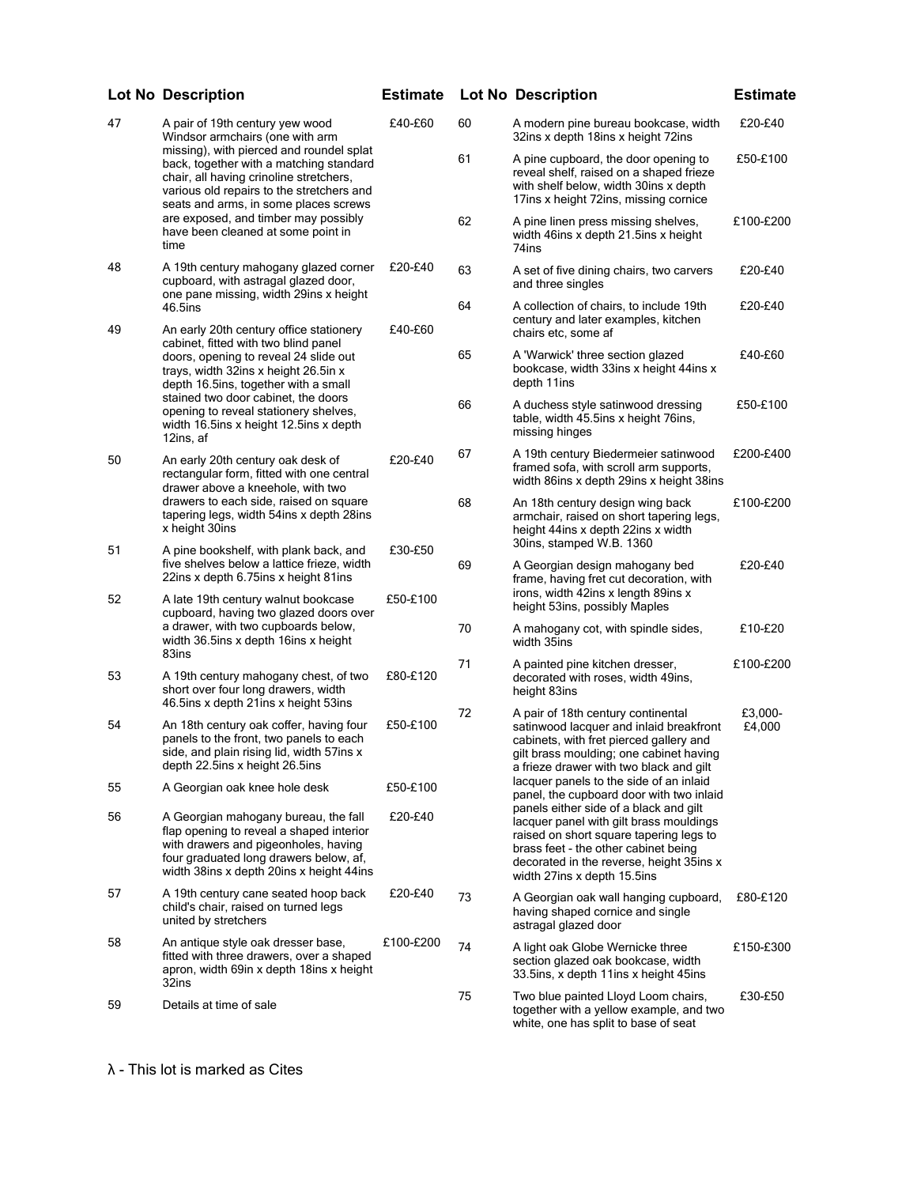| Lot No | Description | Estimate |
|---|---|---|
| 47 | A pair of 19th century yew wood Windsor armchairs (one with arm missing), with pierced and roundel splat back, together with a matching standard chair, all having crinoline stretchers, various old repairs to the stretchers and seats and arms, in some places screws are exposed, and timber may possibly have been cleaned at some point in time | £40-£60 |
| 48 | A 19th century mahogany glazed corner cupboard, with astragal glazed door, one pane missing, width 29ins x height 46.5ins | £20-£40 |
| 49 | An early 20th century office stationery cabinet, fitted with two blind panel doors, opening to reveal 24 slide out trays, width 32ins x height 26.5in x depth 16.5ins, together with a small stained two door cabinet, the doors opening to reveal stationery shelves, width 16.5ins x height 12.5ins x depth 12ins, af | £40-£60 |
| 50 | An early 20th century oak desk of rectangular form, fitted with one central drawer above a kneehole, with two drawers to each side, raised on square tapering legs, width 54ins x depth 28ins x height 30ins | £20-£40 |
| 51 | A pine bookshelf, with plank back, and five shelves below a lattice frieze, width 22ins x depth 6.75ins x height 81ins | £30-£50 |
| 52 | A late 19th century walnut bookcase cupboard, having two glazed doors over a drawer, with two cupboards below, width 36.5ins x depth 16ins x height 83ins | £50-£100 |
| 53 | A 19th century mahogany chest, of two short over four long drawers, width 46.5ins x depth 21ins x height 53ins | £80-£120 |
| 54 | An 18th century oak coffer, having four panels to the front, two panels to each side, and plain rising lid, width 57ins x depth 22.5ins x height 26.5ins | £50-£100 |
| 55 | A Georgian oak knee hole desk | £50-£100 |
| 56 | A Georgian mahogany bureau, the fall flap opening to reveal a shaped interior with drawers and pigeonholes, having four graduated long drawers below, af, width 38ins x depth 20ins x height 44ins | £20-£40 |
| 57 | A 19th century cane seated hoop back child's chair, raised on turned legs united by stretchers | £20-£40 |
| 58 | An antique style oak dresser base, fitted with three drawers, over a shaped apron, width 69in x depth 18ins x height 32ins | £100-£200 |
| 59 | Details at time of sale | |
| 60 | A modern pine bureau bookcase, width 32ins x depth 18ins x height 72ins | £20-£40 |
| 61 | A pine cupboard, the door opening to reveal shelf, raised on a shaped frieze with shelf below, width 30ins x depth 17ins x height 72ins, missing cornice | £50-£100 |
| 62 | A pine linen press missing shelves, width 46ins x depth 21.5ins x height 74ins | £100-£200 |
| 63 | A set of five dining chairs, two carvers and three singles | £20-£40 |
| 64 | A collection of chairs, to include 19th century and later examples, kitchen chairs etc, some af | £20-£40 |
| 65 | A 'Warwick' three section glazed bookcase, width 33ins x height 44ins x depth 11ins | £40-£60 |
| 66 | A duchess style satinwood dressing table, width 45.5ins x height 76ins, missing hinges | £50-£100 |
| 67 | A 19th century Biedermeier satinwood framed sofa, with scroll arm supports, width 86ins x depth 29ins x height 38ins | £200-£400 |
| 68 | An 18th century design wing back armchair, raised on short tapering legs, height 44ins x depth 22ins x width 30ins, stamped W.B. 1360 | £100-£200 |
| 69 | A Georgian design mahogany bed frame, having fret cut decoration, with irons, width 42ins x length 89ins x height 53ins, possibly Maples | £20-£40 |
| 70 | A mahogany cot, with spindle sides, width 35ins | £10-£20 |
| 71 | A painted pine kitchen dresser, decorated with roses, width 49ins, height 83ins | £100-£200 |
| 72 | A pair of 18th century continental satinwood lacquer and inlaid breakfront cabinets, with fret pierced gallery and gilt brass moulding; one cabinet having a frieze drawer with two black and gilt lacquer panels to the side of an inlaid panel, the cupboard door with two inlaid panels either side of a black and gilt lacquer panel with gilt brass mouldings raised on short square tapering legs to brass feet - the other cabinet being decorated in the reverse, height 35ins x width 27ins x depth 15.5ins | £3,000-£4,000 |
| 73 | A Georgian oak wall hanging cupboard, having shaped cornice and single astragal glazed door | £80-£120 |
| 74 | A light oak Globe Wernicke three section glazed oak bookcase, width 33.5ins, x depth 11ins x height 45ins | £150-£300 |
| 75 | Two blue painted Lloyd Loom chairs, together with a yellow example, and two white, one has split to base of seat | £30-£50 |

λ - This lot is marked as Cites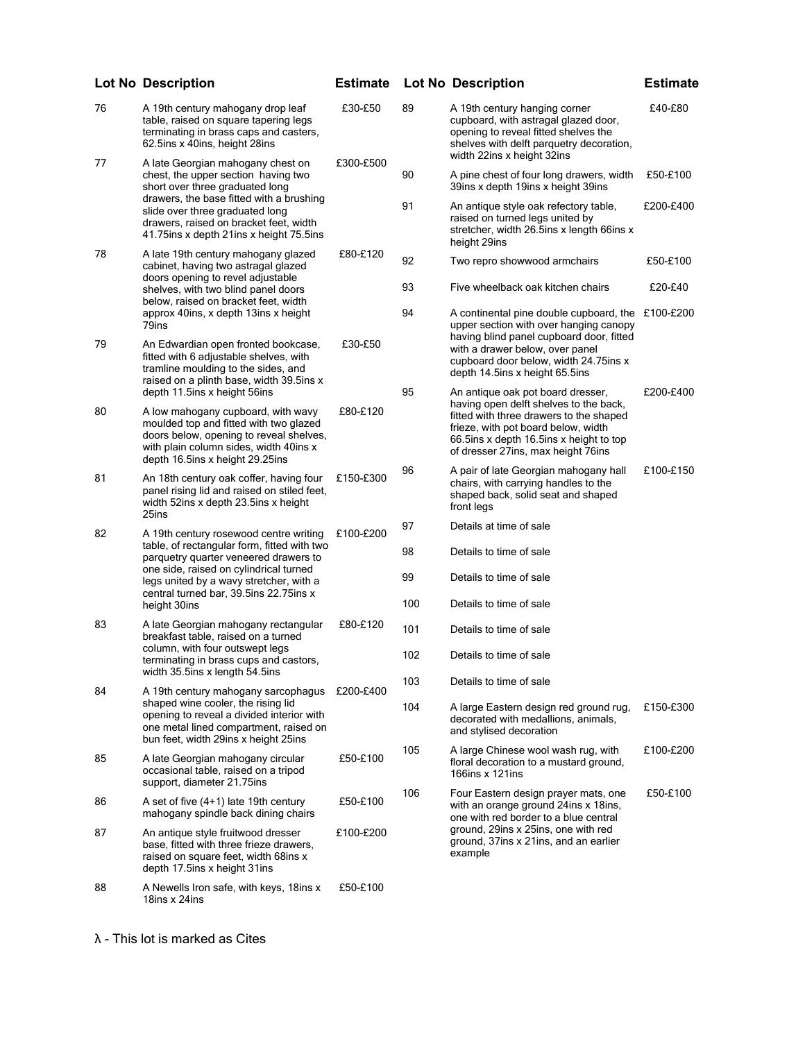| Lot No | Description | Estimate |
|---|---|---|
| 76 | A 19th century mahogany drop leaf table, raised on square tapering legs terminating in brass caps and casters, 62.5ins x 40ins, height 28ins | £30-£50 |
| 77 | A late Georgian mahogany chest on chest, the upper section having two short over three graduated long drawers, the base fitted with a brushing slide over three graduated long drawers, raised on bracket feet, width 41.75ins x depth 21ins x height 75.5ins | £300-£500 |
| 78 | A late 19th century mahogany glazed cabinet, having two astragal glazed doors opening to revel adjustable shelves, with two blind panel doors below, raised on bracket feet, width approx 40ins, x depth 13ins x height 79ins | £80-£120 |
| 79 | An Edwardian open fronted bookcase, fitted with 6 adjustable shelves, with tramline moulding to the sides, and raised on a plinth base, width 39.5ins x depth 11.5ins x height 56ins | £30-£50 |
| 80 | A low mahogany cupboard, with wavy moulded top and fitted with two glazed doors below, opening to reveal shelves, with plain column sides, width 40ins x depth 16.5ins x height 29.25ins | £80-£120 |
| 81 | An 18th century oak coffer, having four panel rising lid and raised on stiled feet, width 52ins x depth 23.5ins x height 25ins | £150-£300 |
| 82 | A 19th century rosewood centre writing table, of rectangular form, fitted with two parquetry quarter veneered drawers to one side, raised on cylindrical turned legs united by a wavy stretcher, with a central turned bar, 39.5ins 22.75ins x height 30ins | £100-£200 |
| 83 | A late Georgian mahogany rectangular breakfast table, raised on a turned column, with four outswept legs terminating in brass cups and castors, width 35.5ins x length 54.5ins | £80-£120 |
| 84 | A 19th century mahogany sarcophagus shaped wine cooler, the rising lid opening to reveal a divided interior with one metal lined compartment, raised on bun feet, width 29ins x height 25ins | £200-£400 |
| 85 | A late Georgian mahogany circular occasional table, raised on a tripod support, diameter 21.75ins | £50-£100 |
| 86 | A set of five (4+1) late 19th century mahogany spindle back dining chairs | £50-£100 |
| 87 | An antique style fruitwood dresser base, fitted with three frieze drawers, raised on square feet, width 68ins x depth 17.5ins x height 31ins | £100-£200 |
| 88 | A Newells Iron safe, with keys, 18ins x 18ins x 24ins | £50-£100 |
| 89 | A 19th century hanging corner cupboard, with astragal glazed door, opening to reveal fitted shelves the shelves with delft parquetry decoration, width 22ins x height 32ins | £40-£80 |
| 90 | A pine chest of four long drawers, width 39ins x depth 19ins x height 39ins | £50-£100 |
| 91 | An antique style oak refectory table, raised on turned legs united by stretcher, width 26.5ins x length 66ins x height 29ins | £200-£400 |
| 92 | Two repro showwood armchairs | £50-£100 |
| 93 | Five wheelback oak kitchen chairs | £20-£40 |
| 94 | A continental pine double cupboard, the upper section with over hanging canopy having blind panel cupboard door, fitted with a drawer below, over panel cupboard door below, width 24.75ins x depth 14.5ins x height 65.5ins | £100-£200 |
| 95 | An antique oak pot board dresser, having open delft shelves to the back, fitted with three drawers to the shaped frieze, with pot board below, width 66.5ins x depth 16.5ins x height to top of dresser 27ins, max height 76ins | £200-£400 |
| 96 | A pair of late Georgian mahogany hall chairs, with carrying handles to the shaped back, solid seat and shaped front legs | £100-£150 |
| 97 | Details at time of sale | |
| 98 | Details to time of sale | |
| 99 | Details to time of sale | |
| 100 | Details to time of sale | |
| 101 | Details to time of sale | |
| 102 | Details to time of sale | |
| 103 | Details to time of sale | |
| 104 | A large Eastern design red ground rug, decorated with medallions, animals, and stylised decoration | £150-£300 |
| 105 | A large Chinese wool wash rug, with floral decoration to a mustard ground, 166ins x 121ins | £100-£200 |
| 106 | Four Eastern design prayer mats, one with an orange ground 24ins x 18ins, one with red border to a blue central ground, 29ins x 25ins, one with red ground, 37ins x 21ins, and an earlier example | £50-£100 |

λ - This lot is marked as Cites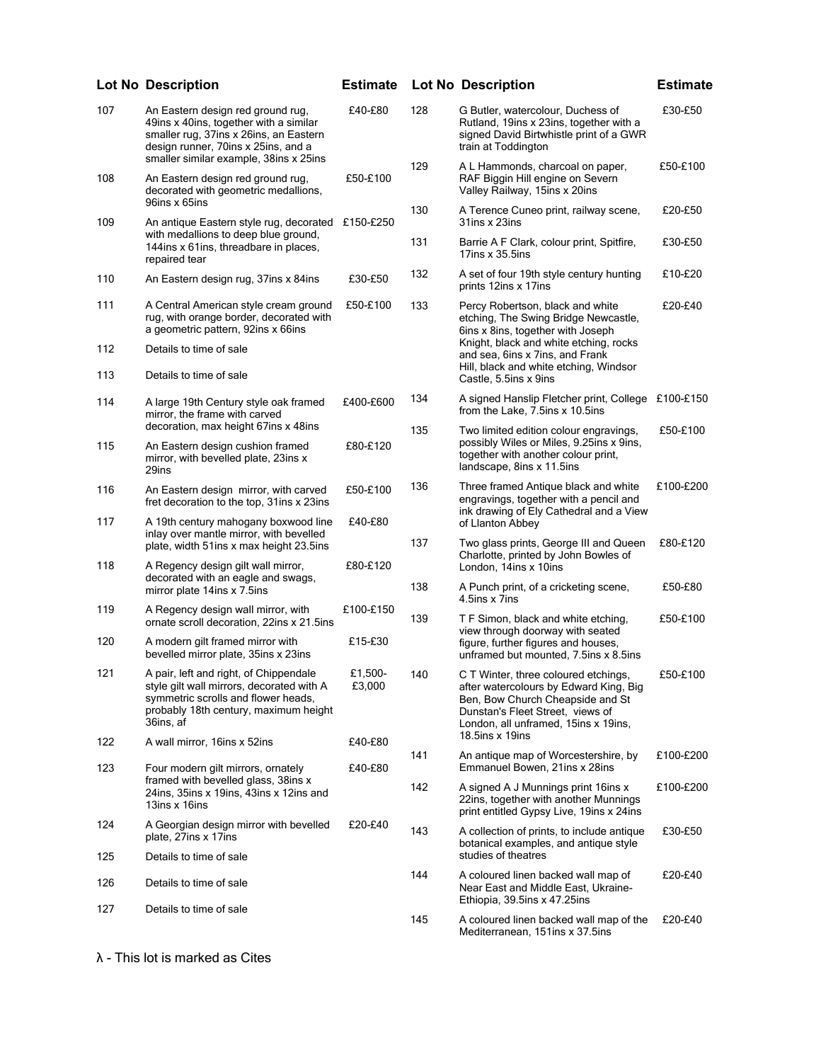| Lot No | Description | Estimate |
|---|---|---|
| 107 | An Eastern design red ground rug, 49ins x 40ins, together with a similar smaller rug, 37ins x 26ins, an Eastern design runner, 70ins x 25ins, and a smaller similar example, 38ins x 25ins | £40-£80 |
| 108 | An Eastern design red ground rug, decorated with geometric medallions, 96ins x 65ins | £50-£100 |
| 109 | An antique Eastern style rug, decorated with medallions to deep blue ground, 144ins x 61ins, threadbare in places, repaired tear | £150-£250 |
| 110 | An Eastern design rug, 37ins x 84ins | £30-£50 |
| 111 | A Central American style cream ground rug, with orange border, decorated with a geometric pattern, 92ins x 66ins | £50-£100 |
| 112 | Details to time of sale | |
| 113 | Details to time of sale | |
| 114 | A large 19th Century style oak framed mirror, the frame with carved decoration, max height 67ins x 48ins | £400-£600 |
| 115 | An Eastern design cushion framed mirror, with bevelled plate, 23ins x 29ins | £80-£120 |
| 116 | An Eastern design mirror, with carved fret decoration to the top, 31ins x 23ins | £50-£100 |
| 117 | A 19th century mahogany boxwood line inlay over mantle mirror, with bevelled plate, width 51ins x max height 23.5ins | £40-£80 |
| 118 | A Regency design gilt wall mirror, decorated with an eagle and swags, mirror plate 14ins x 7.5ins | £80-£120 |
| 119 | A Regency design wall mirror, with ornate scroll decoration, 22ins x 21.5ins | £100-£150 |
| 120 | A modern gilt framed mirror with bevelled mirror plate, 35ins x 23ins | £15-£30 |
| 121 | A pair, left and right, of Chippendale style gilt wall mirrors, decorated with A symmetric scrolls and flower heads, probably 18th century, maximum height 36ins, af | £1,500-£3,000 |
| 122 | A wall mirror, 16ins x 52ins | £40-£80 |
| 123 | Four modern gilt mirrors, ornately framed with bevelled glass, 38ins x 24ins, 35ins x 19ins, 43ins x 12ins and 13ins x 16ins | £40-£80 |
| 124 | A Georgian design mirror with bevelled plate, 27ins x 17ins | £20-£40 |
| 125 | Details to time of sale | |
| 126 | Details to time of sale | |
| 127 | Details to time of sale | |
| 128 | G Butler, watercolour, Duchess of Rutland, 19ins x 23ins, together with a signed David Birtwhistle print of a GWR train at Toddington | £30-£50 |
| 129 | A L Hammonds, charcoal on paper, RAF Biggin Hill engine on Severn Valley Railway, 15ins x 20ins | £50-£100 |
| 130 | A Terence Cuneo print, railway scene, 31ins x 23ins | £20-£50 |
| 131 | Barrie A F Clark, colour print, Spitfire, 17ins x 35.5ins | £30-£50 |
| 132 | A set of four 19th style century hunting prints 12ins x 17ins | £10-£20 |
| 133 | Percy Robertson, black and white etching, The Swing Bridge Newcastle, 6ins x 8ins, together with Joseph Knight, black and white etching, rocks and sea, 6ins x 7ins, and Frank Hill, black and white etching, Windsor Castle, 5.5ins x 9ins | £20-£40 |
| 134 | A signed Hanslip Fletcher print, College from the Lake, 7.5ins x 10.5ins | £100-£150 |
| 135 | Two limited edition colour engravings, possibly Wiles or Miles, 9.25ins x 9ins, together with another colour print, landscape, 8ins x 11.5ins | £50-£100 |
| 136 | Three framed Antique black and white engravings, together with a pencil and ink drawing of Ely Cathedral and a View of Llanton Abbey | £100-£200 |
| 137 | Two glass prints, George III and Queen Charlotte, printed by John Bowles of London, 14ins x 10ins | £80-£120 |
| 138 | A Punch print, of a cricketing scene, 4.5ins x 7ins | £50-£80 |
| 139 | T F Simon, black and white etching, view through doorway with seated figure, further figures and houses, unframed but mounted, 7.5ins x 8.5ins | £50-£100 |
| 140 | C T Winter, three coloured etchings, after watercolours by Edward King, Big Ben, Bow Church Cheapside and St Dunstan's Fleet Street, views of London, all unframed, 15ins x 19ins, 18.5ins x 19ins | £50-£100 |
| 141 | An antique map of Worcestershire, by Emmanuel Bowen, 21ins x 28ins | £100-£200 |
| 142 | A signed A J Munnings print 16ins x 22ins, together with another Munnings print entitled Gypsy Live, 19ins x 24ins | £100-£200 |
| 143 | A collection of prints, to include antique botanical examples, and antique style studies of theatres | £30-£50 |
| 144 | A coloured linen backed wall map of Near East and Middle East, Ukraine-Ethiopia, 39.5ins x 47.25ins | £20-£40 |
| 145 | A coloured linen backed wall map of the Mediterranean, 151ins x 37.5ins | £20-£40 |

λ - This lot is marked as Cites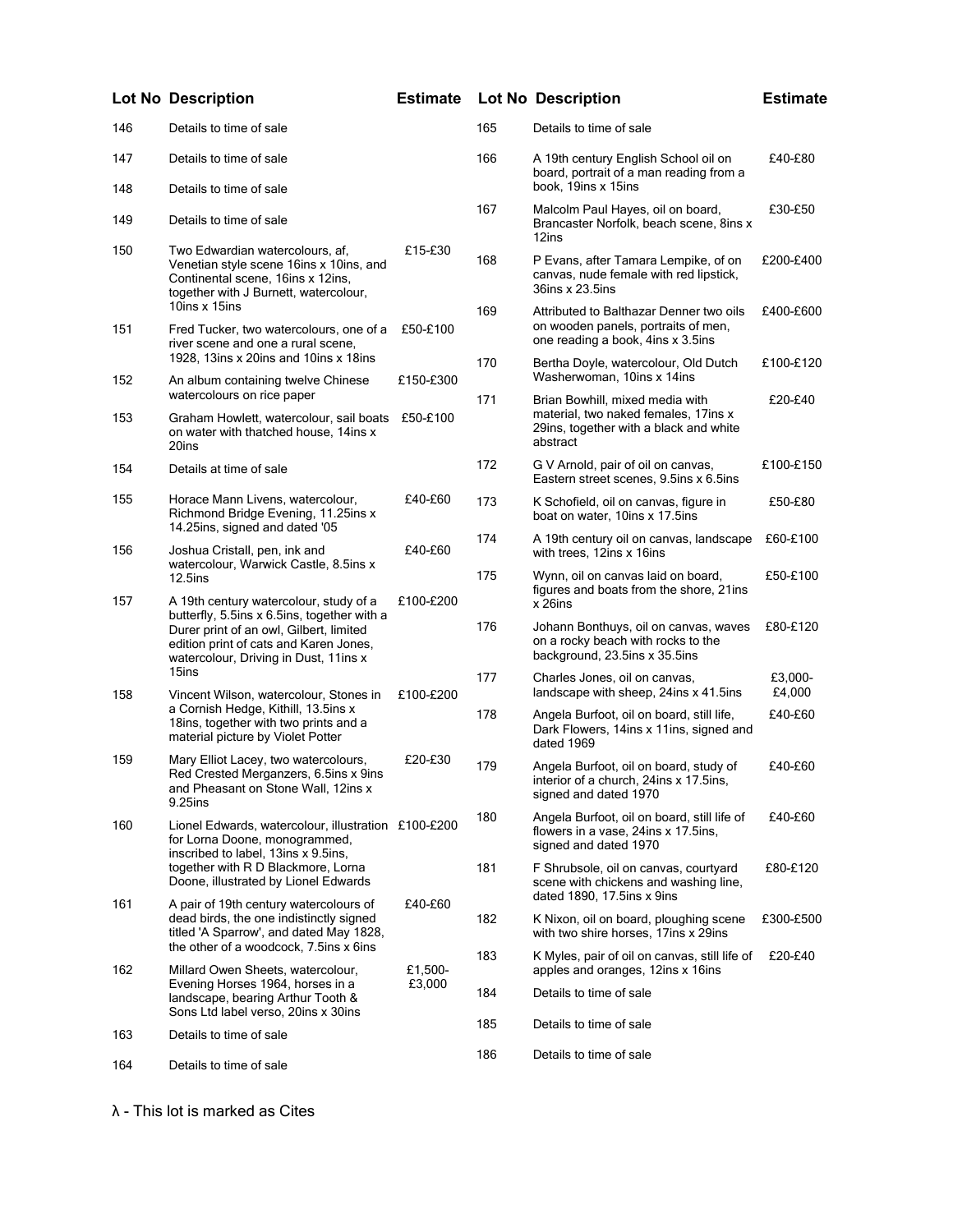| Lot No | Description | Estimate |
|---|---|---|
| 146 | Details to time of sale | |
| 147 | Details to time of sale | |
| 148 | Details to time of sale | |
| 149 | Details to time of sale | |
| 150 | Two Edwardian watercolours, af, Venetian style scene 16ins x 10ins, and Continental scene, 16ins x 12ins, together with J Burnett, watercolour, 10ins x 15ins | £15-£30 |
| 151 | Fred Tucker, two watercolours, one of a river scene and one a rural scene, 1928, 13ins x 20ins and 10ins x 18ins | £50-£100 |
| 152 | An album containing twelve Chinese watercolours on rice paper | £150-£300 |
| 153 | Graham Howlett, watercolour, sail boats on water with thatched house, 14ins x 20ins | £50-£100 |
| 154 | Details at time of sale | |
| 155 | Horace Mann Livens, watercolour, Richmond Bridge Evening, 11.25ins x 14.25ins, signed and dated '05 | £40-£60 |
| 156 | Joshua Cristall, pen, ink and watercolour, Warwick Castle, 8.5ins x 12.5ins | £40-£60 |
| 157 | A 19th century watercolour, study of a butterfly, 5.5ins x 6.5ins, together with a Durer print of an owl, Gilbert, limited edition print of cats and Karen Jones, watercolour, Driving in Dust, 11ins x 15ins | £100-£200 |
| 158 | Vincent Wilson, watercolour, Stones in a Cornish Hedge, Kithill, 13.5ins x 18ins, together with two prints and a material picture by Violet Potter | £100-£200 |
| 159 | Mary Elliot Lacey, two watercolours, Red Crested Merganzers, 6.5ins x 9ins and Pheasant on Stone Wall, 12ins x 9.25ins | £20-£30 |
| 160 | Lionel Edwards, watercolour, illustration for Lorna Doone, monogrammed, inscribed to label, 13ins x 9.5ins, together with R D Blackmore, Lorna Doone, illustrated by Lionel Edwards | £100-£200 |
| 161 | A pair of 19th century watercolours of dead birds, the one indistinctly signed titled 'A Sparrow', and dated May 1828, the other of a woodcock, 7.5ins x 6ins | £40-£60 |
| 162 | Millard Owen Sheets, watercolour, Evening Horses 1964, horses in a landscape, bearing Arthur Tooth & Sons Ltd label verso, 20ins x 30ins | £1,500-£3,000 |
| 163 | Details to time of sale | |
| 164 | Details to time of sale | |
| 165 | Details to time of sale | |
| 166 | A 19th century English School oil on board, portrait of a man reading from a book, 19ins x 15ins | £40-£80 |
| 167 | Malcolm Paul Hayes, oil on board, Brancaster Norfolk, beach scene, 8ins x 12ins | £30-£50 |
| 168 | P Evans, after Tamara Lempike, of on canvas, nude female with red lipstick, 36ins x 23.5ins | £200-£400 |
| 169 | Attributed to Balthazar Denner two oils on wooden panels, portraits of men, one reading a book, 4ins x 3.5ins | £400-£600 |
| 170 | Bertha Doyle, watercolour, Old Dutch Washerwoman, 10ins x 14ins | £100-£120 |
| 171 | Brian Bowhill, mixed media with material, two naked females, 17ins x 29ins, together with a black and white abstract | £20-£40 |
| 172 | G V Arnold, pair of oil on canvas, Eastern street scenes, 9.5ins x 6.5ins | £100-£150 |
| 173 | K Schofield, oil on canvas, figure in boat on water, 10ins x 17.5ins | £50-£80 |
| 174 | A 19th century oil on canvas, landscape with trees, 12ins x 16ins | £60-£100 |
| 175 | Wynn, oil on canvas laid on board, figures and boats from the shore, 21ins x 26ins | £50-£100 |
| 176 | Johann Bonthuys, oil on canvas, waves on a rocky beach with rocks to the background, 23.5ins x 35.5ins | £80-£120 |
| 177 | Charles Jones, oil on canvas, landscape with sheep, 24ins x 41.5ins | £3,000-£4,000 |
| 178 | Angela Burfoot, oil on board, still life, Dark Flowers, 14ins x 11ins, signed and dated 1969 | £40-£60 |
| 179 | Angela Burfoot, oil on board, study of interior of a church, 24ins x 17.5ins, signed and dated 1970 | £40-£60 |
| 180 | Angela Burfoot, oil on board, still life of flowers in a vase, 24ins x 17.5ins, signed and dated 1970 | £40-£60 |
| 181 | F Shrubsole, oil on canvas, courtyard scene with chickens and washing line, dated 1890, 17.5ins x 9ins | £80-£120 |
| 182 | K Nixon, oil on board, ploughing scene with two shire horses, 17ins x 29ins | £300-£500 |
| 183 | K Myles, pair of oil on canvas, still life of apples and oranges, 12ins x 16ins | £20-£40 |
| 184 | Details to time of sale | |
| 185 | Details to time of sale | |
| 186 | Details to time of sale | |

λ - This lot is marked as Cites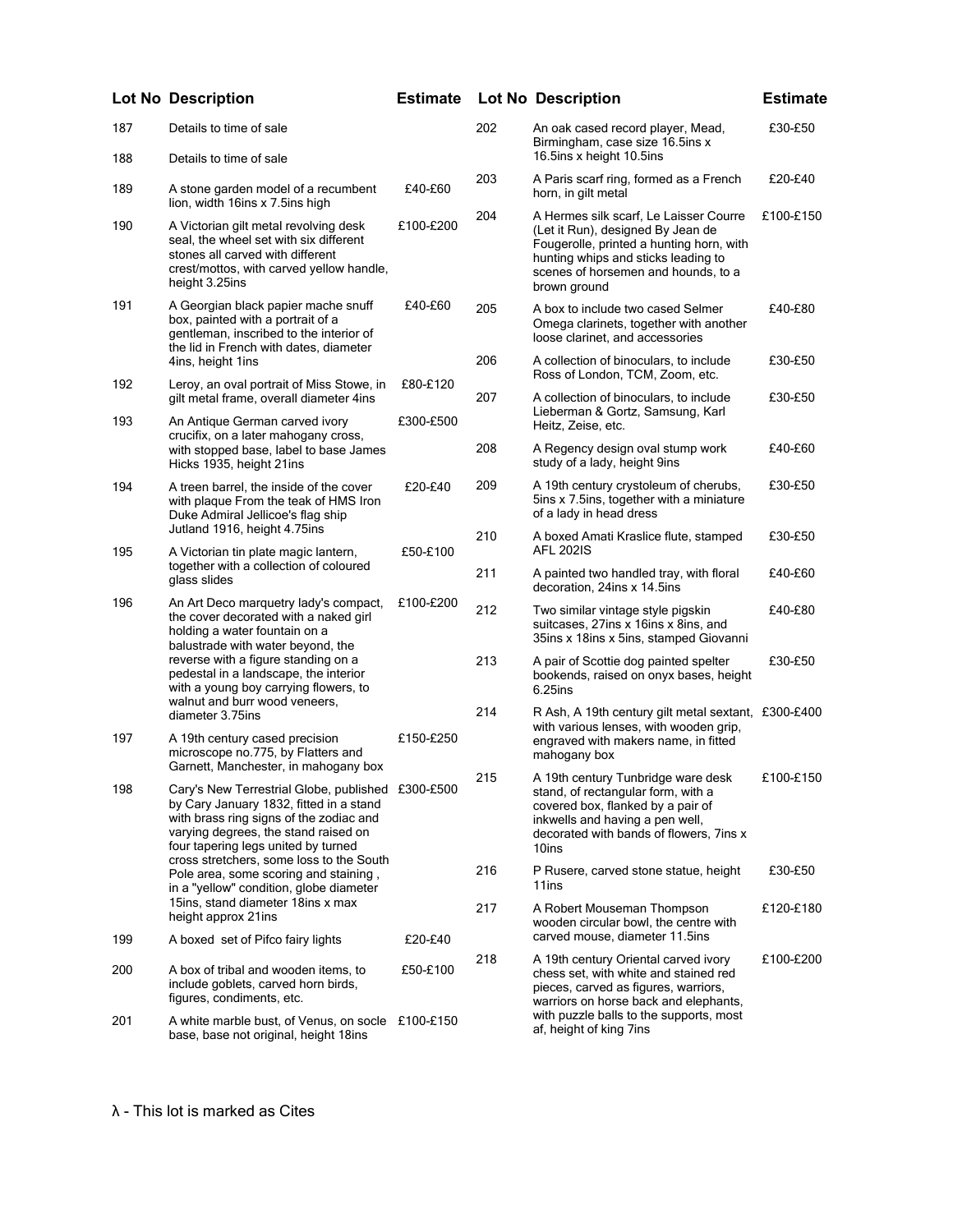| Lot No | Description | Estimate |
|---|---|---|
| 187 | Details to time of sale | |
| 188 | Details to time of sale | |
| 189 | A stone garden model of a recumbent lion, width 16ins x 7.5ins high | £40-£60 |
| 190 | A Victorian gilt metal revolving desk seal, the wheel set with six different stones all carved with different crest/mottos, with carved yellow handle, height 3.25ins | £100-£200 |
| 191 | A Georgian black papier mache snuff box, painted with a portrait of a gentleman, inscribed to the interior of the lid in French with dates, diameter 4ins, height 1ins | £40-£60 |
| 192 | Leroy, an oval portrait of Miss Stowe, in gilt metal frame, overall diameter 4ins | £80-£120 |
| 193 | An Antique German carved ivory crucifix, on a later mahogany cross, with stopped base, label to base James Hicks 1935, height 21ins | £300-£500 |
| 194 | A treen barrel, the inside of the cover with plaque From the teak of HMS Iron Duke Admiral Jellicoe's flag ship Jutland 1916, height 4.75ins | £20-£40 |
| 195 | A Victorian tin plate magic lantern, together with a collection of coloured glass slides | £50-£100 |
| 196 | An Art Deco marquetry lady's compact, the cover decorated with a naked girl holding a water fountain on a balustrade with water beyond, the reverse with a figure standing on a pedestal in a landscape, the interior with a young boy carrying flowers, to walnut and burr wood veneers, diameter 3.75ins | £100-£200 |
| 197 | A 19th century cased precision microscope no.775, by Flatters and Garnett, Manchester, in mahogany box | £150-£250 |
| 198 | Cary's New Terrestrial Globe, published by Cary January 1832, fitted in a stand with brass ring signs of the zodiac and varying degrees, the stand raised on four tapering legs united by turned cross stretchers, some loss to the South Pole area, some scoring and staining , in a "yellow" condition, globe diameter 15ins, stand diameter 18ins x max height approx 21ins | £300-£500 |
| 199 | A boxed set of Pifco fairy lights | £20-£40 |
| 200 | A box of tribal and wooden items, to include goblets, carved horn birds, figures, condiments, etc. | £50-£100 |
| 201 | A white marble bust, of Venus, on socle base, base not original, height 18ins | £100-£150 |
| 202 | An oak cased record player, Mead, Birmingham, case size 16.5ins x 16.5ins x height 10.5ins | £30-£50 |
| 203 | A Paris scarf ring, formed as a French horn, in gilt metal | £20-£40 |
| 204 | A Hermes silk scarf, Le Laisser Courre (Let it Run), designed By Jean de Fougerolle, printed a hunting horn, with hunting whips and sticks leading to scenes of horsemen and hounds, to a brown ground | £100-£150 |
| 205 | A box to include two cased Selmer Omega clarinets, together with another loose clarinet, and accessories | £40-£80 |
| 206 | A collection of binoculars, to include Ross of London, TCM, Zoom, etc. | £30-£50 |
| 207 | A collection of binoculars, to include Lieberman & Gortz, Samsung, Karl Heitz, Zeise, etc. | £30-£50 |
| 208 | A Regency design oval stump work study of a lady, height 9ins | £40-£60 |
| 209 | A 19th century crystoleum of cherubs, 5ins x 7.5ins, together with a miniature of a lady in head dress | £30-£50 |
| 210 | A boxed Amati Kraslice flute, stamped AFL 202IS | £30-£50 |
| 211 | A painted two handled tray, with floral decoration, 24ins x 14.5ins | £40-£60 |
| 212 | Two similar vintage style pigskin suitcases, 27ins x 16ins x 8ins, and 35ins x 18ins x 5ins, stamped Giovanni | £40-£80 |
| 213 | A pair of Scottie dog painted spelter bookends, raised on onyx bases, height 6.25ins | £30-£50 |
| 214 | R Ash, A 19th century gilt metal sextant, with various lenses, with wooden grip, engraved with makers name, in fitted mahogany box | £300-£400 |
| 215 | A 19th century Tunbridge ware desk stand, of rectangular form, with a covered box, flanked by a pair of inkwells and having a pen well, decorated with bands of flowers, 7ins x 10ins | £100-£150 |
| 216 | P Rusere, carved stone statue, height 11ins | £30-£50 |
| 217 | A Robert Mouseman Thompson wooden circular bowl, the centre with carved mouse, diameter 11.5ins | £120-£180 |
| 218 | A 19th century Oriental carved ivory chess set, with white and stained red pieces, carved as figures, warriors, warriors on horse back and elephants, with puzzle balls to the supports, most af, height of king 7ins | £100-£200 |

λ - This lot is marked as Cites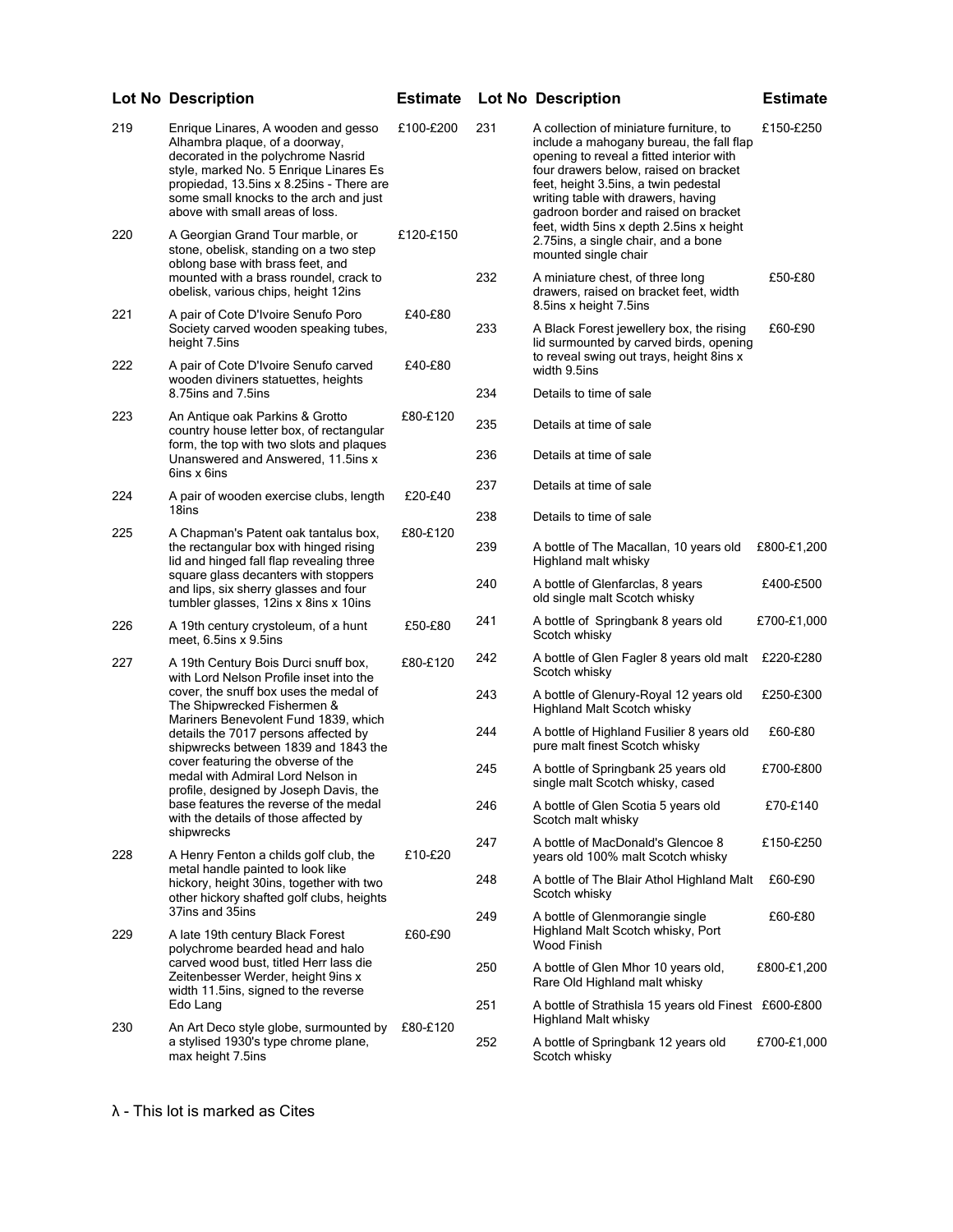| Lot No | Description | Estimate |
| --- | --- | --- |
| 219 | Enrique Linares, A wooden and gesso Alhambra plaque, of a doorway, decorated in the polychrome Nasrid style, marked No. 5 Enrique Linares Es propiedad, 13.5ins x 8.25ins - There are some small knocks to the arch and just above with small areas of loss. | £100-£200 |
| 220 | A Georgian Grand Tour marble, or stone, obelisk, standing on a two step oblong base with brass feet, and mounted with a brass roundel, crack to obelisk, various chips, height 12ins | £120-£150 |
| 221 | A pair of Cote D'Ivoire Senufo Poro Society carved wooden speaking tubes, height 7.5ins | £40-£80 |
| 222 | A pair of Cote D'Ivoire Senufo carved wooden diviners statuettes, heights 8.75ins and 7.5ins | £40-£80 |
| 223 | An Antique oak Parkins & Grotto country house letter box, of rectangular form, the top with two slots and plaques Unanswered and Answered, 11.5ins x 6ins x 6ins | £80-£120 |
| 224 | A pair of wooden exercise clubs, length 18ins | £20-£40 |
| 225 | A Chapman's Patent oak tantalus box, the rectangular box with hinged rising lid and hinged fall flap revealing three square glass decanters with stoppers and lips, six sherry glasses and four tumbler glasses, 12ins x 8ins x 10ins | £80-£120 |
| 226 | A 19th century crystoleum, of a hunt meet, 6.5ins x 9.5ins | £50-£80 |
| 227 | A 19th Century Bois Durci snuff box, with Lord Nelson Profile inset into the cover, the snuff box uses the medal of The Shipwrecked Fishermen & Mariners Benevolent Fund 1839, which details the 7017 persons affected by shipwrecks between 1839 and 1843 the cover featuring the obverse of the medal with Admiral Lord Nelson in profile, designed by Joseph Davis, the base features the reverse of the medal with the details of those affected by shipwrecks | £80-£120 |
| 228 | A Henry Fenton a childs golf club, the metal handle painted to look like hickory, height 30ins, together with two other hickory shafted golf clubs, heights 37ins and 35ins | £10-£20 |
| 229 | A late 19th century Black Forest polychrome bearded head and halo carved wood bust, titled Herr lass die Zeitenbesser Werder, height 9ins x width 11.5ins, signed to the reverse Edo Lang | £60-£90 |
| 230 | An Art Deco style globe, surmounted by a stylised 1930's type chrome plane, max height 7.5ins | £80-£120 |
| 231 | A collection of miniature furniture, to include a mahogany bureau, the fall flap opening to reveal a fitted interior with four drawers below, raised on bracket feet, height 3.5ins, a twin pedestal writing table with drawers, having gadroon border and raised on bracket feet, width 5ins x depth 2.5ins x height 2.75ins, a single chair, and a bone mounted single chair | £150-£250 |
| 232 | A miniature chest, of three long drawers, raised on bracket feet, width 8.5ins x height 7.5ins | £50-£80 |
| 233 | A Black Forest jewellery box, the rising lid surmounted by carved birds, opening to reveal swing out trays, height 8ins x width 9.5ins | £60-£90 |
| 234 | Details to time of sale | |
| 235 | Details at time of sale | |
| 236 | Details at time of sale | |
| 237 | Details at time of sale | |
| 238 | Details to time of sale | |
| 239 | A bottle of The Macallan, 10 years old Highland malt whisky | £800-£1,200 |
| 240 | A bottle of Glenfarclas, 8 years old single malt Scotch whisky | £400-£500 |
| 241 | A bottle of Springbank 8 years old Scotch whisky | £700-£1,000 |
| 242 | A bottle of Glen Fagler 8 years old malt Scotch whisky | £220-£280 |
| 243 | A bottle of Glenury-Royal 12 years old Highland Malt Scotch whisky | £250-£300 |
| 244 | A bottle of Highland Fusilier 8 years old pure malt finest Scotch whisky | £60-£80 |
| 245 | A bottle of Springbank 25 years old single malt Scotch whisky, cased | £700-£800 |
| 246 | A bottle of Glen Scotia 5 years old Scotch malt whisky | £70-£140 |
| 247 | A bottle of MacDonald's Glencoe 8 years old 100% malt Scotch whisky | £150-£250 |
| 248 | A bottle of The Blair Athol Highland Malt Scotch whisky | £60-£90 |
| 249 | A bottle of Glenmorangie single Highland Malt Scotch whisky, Port Wood Finish | £60-£80 |
| 250 | A bottle of Glen Mhor 10 years old, Rare Old Highland malt whisky | £800-£1,200 |
| 251 | A bottle of Strathisla 15 years old Finest Highland Malt whisky | £600-£800 |
| 252 | A bottle of Springbank 12 years old Scotch whisky | £700-£1,000 |

λ - This lot is marked as Cites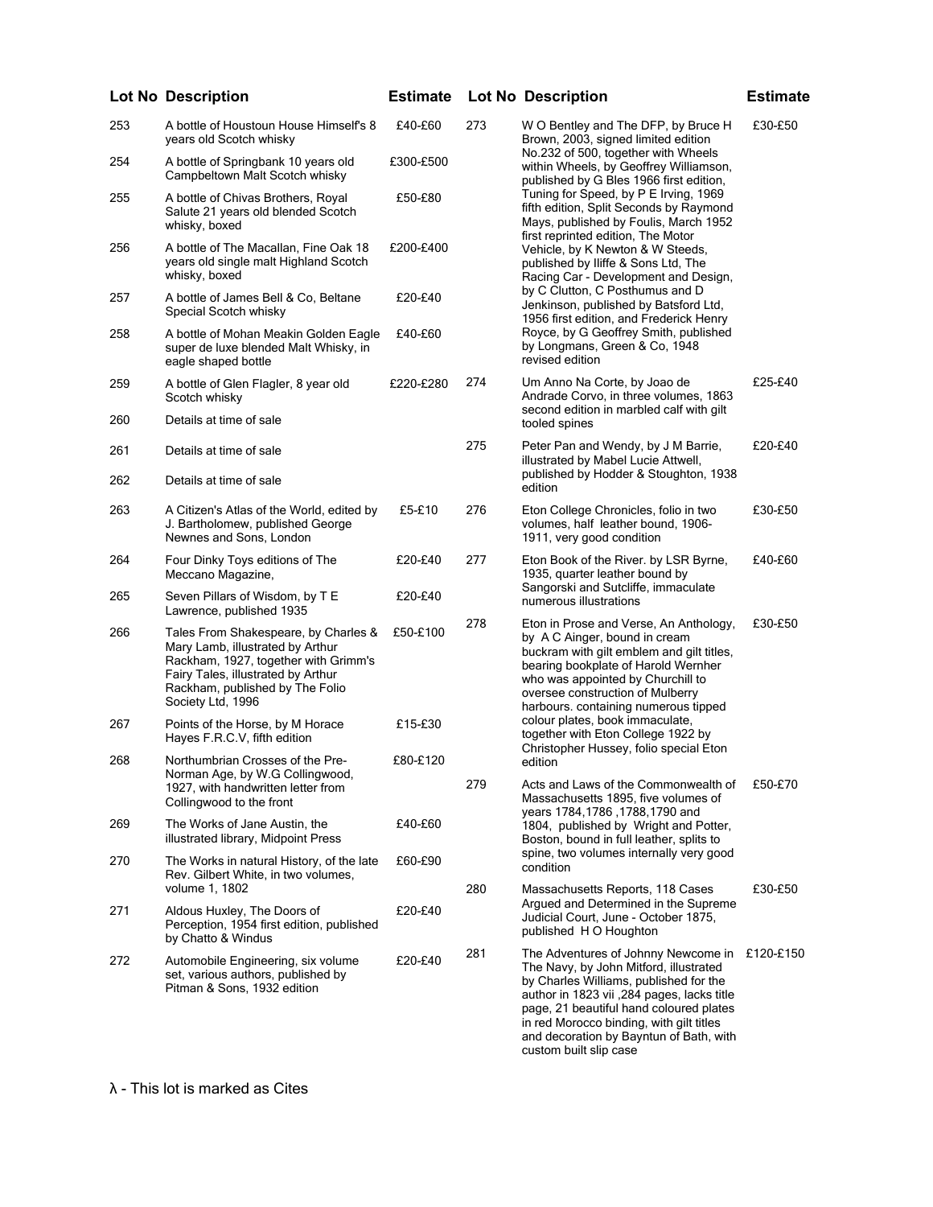| Lot No | Description | Estimate |
|---|---|---|
| 253 | A bottle of Houstoun House Himself's 8 years old Scotch whisky | £40-£60 |
| 254 | A bottle of Springbank 10 years old Campbeltown Malt Scotch whisky | £300-£500 |
| 255 | A bottle of Chivas Brothers, Royal Salute 21 years old blended Scotch whisky, boxed | £50-£80 |
| 256 | A bottle of The Macallan, Fine Oak 18 years old single malt Highland Scotch whisky, boxed | £200-£400 |
| 257 | A bottle of James Bell & Co, Beltane Special Scotch whisky | £20-£40 |
| 258 | A bottle of Mohan Meakin Golden Eagle super de luxe blended Malt Whisky, in eagle shaped bottle | £40-£60 |
| 259 | A bottle of Glen Flagler, 8 year old Scotch whisky | £220-£280 |
| 260 | Details at time of sale | |
| 261 | Details at time of sale | |
| 262 | Details at time of sale | |
| 263 | A Citizen's Atlas of the World, edited by J. Bartholomew, published George Newnes and Sons, London | £5-£10 |
| 264 | Four Dinky Toys editions of The Meccano Magazine, | £20-£40 |
| 265 | Seven Pillars of Wisdom, by T E Lawrence, published 1935 | £20-£40 |
| 266 | Tales From Shakespeare, by Charles & Mary Lamb, illustrated by Arthur Rackham, 1927, together with Grimm's Fairy Tales, illustrated by Arthur Rackham, published by The Folio Society Ltd, 1996 | £50-£100 |
| 267 | Points of the Horse, by M Horace Hayes F.R.C.V, fifth edition | £15-£30 |
| 268 | Northumbrian Crosses of the Pre-Norman Age, by W.G Collingwood, 1927, with handwritten letter from Collingwood to the front | £80-£120 |
| 269 | The Works of Jane Austin, the illustrated library, Midpoint Press | £40-£60 |
| 270 | The Works in natural History, of the late Rev. Gilbert White, in two volumes, volume 1, 1802 | £60-£90 |
| 271 | Aldous Huxley, The Doors of Perception, 1954 first edition, published by Chatto & Windus | £20-£40 |
| 272 | Automobile Engineering, six volume set, various authors, published by Pitman & Sons, 1932 edition | £20-£40 |
| 273 | W O Bentley and The DFP, by Bruce H Brown, 2003, signed limited edition No.232 of 500, together with Wheels within Wheels, by Geoffrey Williamson, published by G Bles 1966 first edition, Tuning for Speed, by P E Irving, 1969 fifth edition, Split Seconds by Raymond Mays, published by Foulis, March 1952 first reprinted edition, The Motor Vehicle, by K Newton & W Steeds, published by Iliffe & Sons Ltd, The Racing Car - Development and Design, by C Clutton, C Posthumus and D Jenkinson, published by Batsford Ltd, 1956 first edition, and Frederick Henry Royce, by G Geoffrey Smith, published by Longmans, Green & Co, 1948 revised edition | £30-£50 |
| 274 | Um Anno Na Corte, by Joao de Andrade Corvo, in three volumes, 1863 second edition in marbled calf with gilt tooled spines | £25-£40 |
| 275 | Peter Pan and Wendy, by J M Barrie, illustrated by Mabel Lucie Attwell, published by Hodder & Stoughton, 1938 edition | £20-£40 |
| 276 | Eton College Chronicles, folio in two volumes, half leather bound, 1906-1911, very good condition | £30-£50 |
| 277 | Eton Book of the River. by LSR Byrne, 1935, quarter leather bound by Sangorski and Sutcliffe, immaculate numerous illustrations | £40-£60 |
| 278 | Eton in Prose and Verse, An Anthology, by A C Ainger, bound in cream buckram with gilt emblem and gilt titles, bearing bookplate of Harold Wernher who was appointed by Churchill to oversee construction of Mulberry harbours. containing numerous tipped colour plates, book immaculate, together with Eton College 1922 by Christopher Hussey, folio special Eton edition | £30-£50 |
| 279 | Acts and Laws of the Commonwealth of Massachusetts 1895, five volumes of years 1784,1786 ,1788,1790 and 1804, published by Wright and Potter, Boston, bound in full leather, splits to spine, two volumes internally very good condition | £50-£70 |
| 280 | Massachusetts Reports, 118 Cases Argued and Determined in the Supreme Judicial Court, June - October 1875, published H O Houghton | £30-£50 |
| 281 | The Adventures of Johnny Newcome in The Navy, by John Mitford, illustrated by Charles Williams, published for the author in 1823 vii ,284 pages, lacks title page, 21 beautiful hand coloured plates in red Morocco binding, with gilt titles and decoration by Bayntun of Bath, with custom built slip case | £120-£150 |

λ - This lot is marked as Cites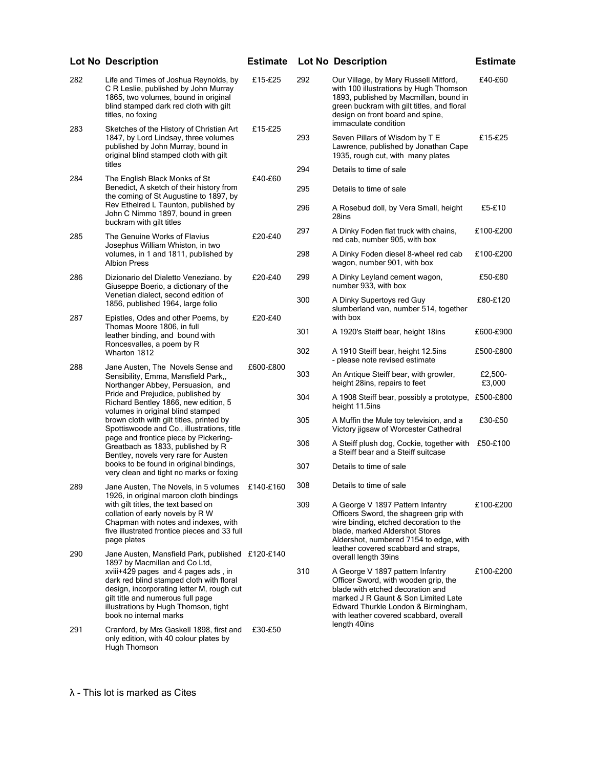| Lot No | Description | Estimate |
|---|---|---|
| 282 | Life and Times of Joshua Reynolds, by C R Leslie, published by John Murray 1865, two volumes, bound in original blind stamped dark red cloth with gilt titles, no foxing | £15-£25 |
| 283 | Sketches of the History of Christian Art 1847, by Lord Lindsay, three volumes published by John Murray, bound in original blind stamped cloth with gilt titles | £15-£25 |
| 284 | The English Black Monks of St Benedict, A sketch of their history from the coming of St Augustine to 1897, by Rev Ethelred L Taunton, published by John C Nimmo 1897, bound in green buckram with gilt titles | £40-£60 |
| 285 | The Genuine Works of Flavius Josephus William Whiston, in two volumes, in 1 and 1811, published by Albion Press | £20-£40 |
| 286 | Dizionario del Dialetto Veneziano. by Giuseppe Boerio, a dictionary of the Venetian dialect, second edition of 1856, published 1964, large folio | £20-£40 |
| 287 | Epistles, Odes and other Poems, by Thomas Moore 1806, in full leather binding, and bound with Roncesvalles, a poem by R Wharton 1812 | £20-£40 |
| 288 | Jane Austen, The Novels Sense and Sensibility, Emma, Mansfield Park,, Northanger Abbey, Persuasion, and Pride and Prejudice, published by Richard Bentley 1866, new edition, 5 volumes in original blind stamped brown cloth with gilt titles, printed by Spottiswoode and Co., illustrations, title page and frontice piece by Pickering-Greatbach as 1833, published by R Bentley, novels very rare for Austen books to be found in original bindings, very clean and tight no marks or foxing | £600-£800 |
| 289 | Jane Austen, The Novels, in 5 volumes 1926, in original maroon cloth bindings with gilt titles, the text based on collation of early novels by R W Chapman with notes and indexes, with five illustrated frontice pieces and 33 full page plates | £140-£160 |
| 290 | Jane Austen, Mansfield Park, published 1897 by Macmillan and Co Ltd, xviii+429 pages and 4 pages ads , in dark red blind stamped cloth with floral design, incorporating letter M, rough cut gilt title and numerous full page illustrations by Hugh Thomson, tight book no internal marks | £120-£140 |
| 291 | Cranford, by Mrs Gaskell 1898, first and only edition, with 40 colour plates by Hugh Thomson | £30-£50 |
| 292 | Our Village, by Mary Russell Mitford, with 100 illustrations by Hugh Thomson 1893, published by Macmillan, bound in green buckram with gilt titles, and floral design on front board and spine, immaculate condition | £40-£60 |
| 293 | Seven Pillars of Wisdom by T E Lawrence, published by Jonathan Cape 1935, rough cut, with many plates | £15-£25 |
| 294 | Details to time of sale | |
| 295 | Details to time of sale | |
| 296 | A Rosebud doll, by Vera Small, height 28ins | £5-£10 |
| 297 | A Dinky Foden flat truck with chains, red cab, number 905, with box | £100-£200 |
| 298 | A Dinky Foden diesel 8-wheel red cab wagon, number 901, with box | £100-£200 |
| 299 | A Dinky Leyland cement wagon, number 933, with box | £50-£80 |
| 300 | A Dinky Supertoys red Guy slumberland van, number 514, together with box | £80-£120 |
| 301 | A 1920's Steiff bear, height 18ins | £600-£900 |
| 302 | A 1910 Steiff bear, height 12.5ins - please note revised estimate | £500-£800 |
| 303 | An Antique Steiff bear, with growler, height 28ins, repairs to feet | £2,500-£3,000 |
| 304 | A 1908 Steiff bear, possibly a prototype, height 11.5ins | £500-£800 |
| 305 | A Muffin the Mule toy television, and a Victory jigsaw of Worcester Cathedral | £30-£50 |
| 306 | A Steiff plush dog, Cockie, together with a Steiff bear and a Steiff suitcase | £50-£100 |
| 307 | Details to time of sale | |
| 308 | Details to time of sale | |
| 309 | A George V 1897 Pattern Infantry Officers Sword, the shagreen grip with wire binding, etched decoration to the blade, marked Aldershot Stores Aldershot, numbered 7154 to edge, with leather covered scabbard and straps, overall length 39ins | £100-£200 |
| 310 | A George V 1897 pattern Infantry Officer Sword, with wooden grip, the blade with etched decoration and marked J R Gaunt & Son Limited Late Edward Thurkle London & Birmingham, with leather covered scabbard, overall length 40ins | £100-£200 |

λ - This lot is marked as Cites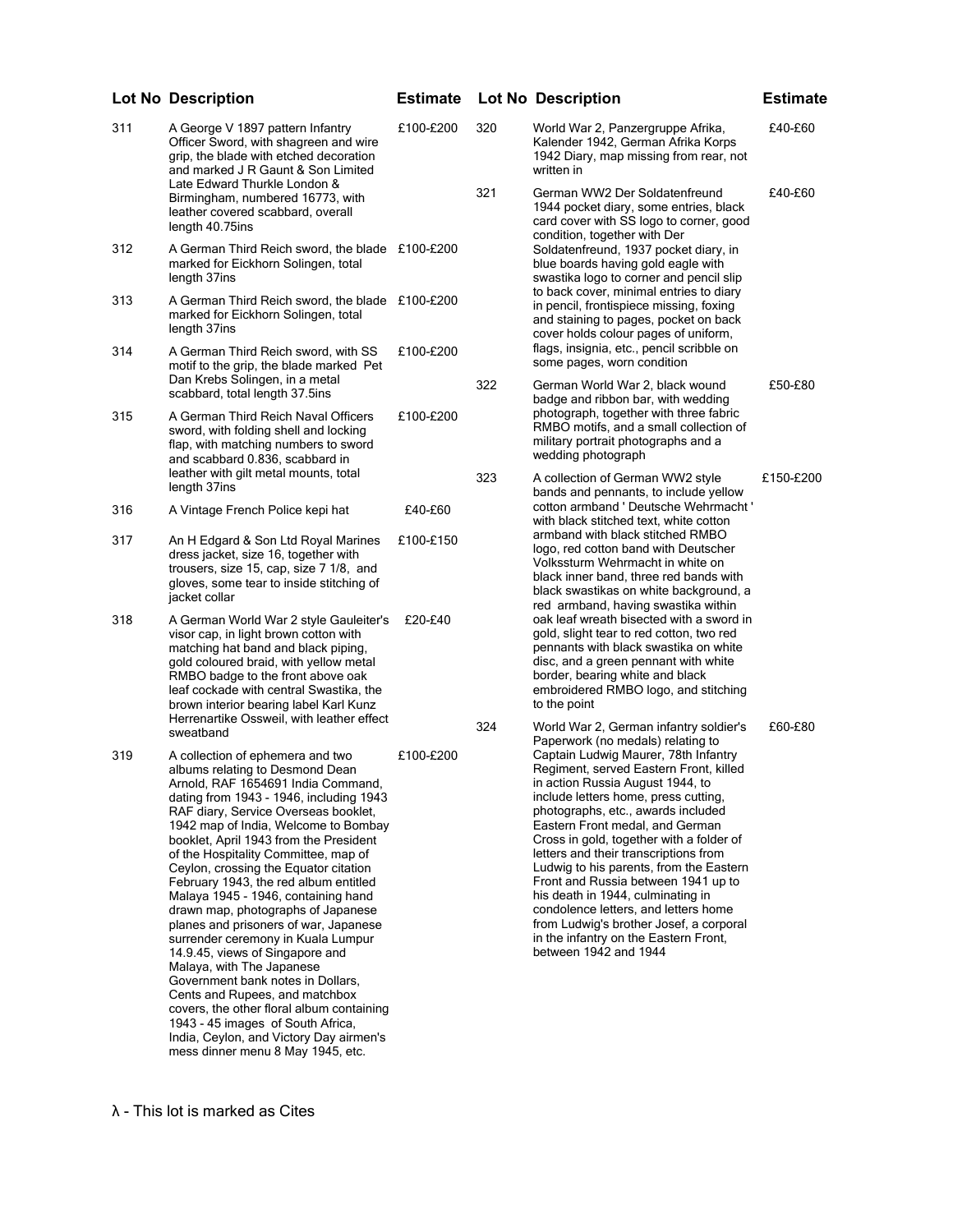| Lot No | Description | Estimate |
|---|---|---|
| 311 | A George V 1897 pattern Infantry Officer Sword, with shagreen and wire grip, the blade with etched decoration and marked J R Gaunt & Son Limited Late Edward Thurkle London & Birmingham, numbered 16773, with leather covered scabbard, overall length 40.75ins | £100-£200 |
| 312 | A German Third Reich sword, the blade marked for Eickhorn Solingen, total length 37ins | £100-£200 |
| 313 | A German Third Reich sword, the blade marked for Eickhorn Solingen, total length 37ins | £100-£200 |
| 314 | A German Third Reich sword, with SS motif to the grip, the blade marked Pet Dan Krebs Solingen, in a metal scabbard, total length 37.5ins | £100-£200 |
| 315 | A German Third Reich Naval Officers sword, with folding shell and locking flap, with matching numbers to sword and scabbard 0.836, scabbard in leather with gilt metal mounts, total length 37ins | £100-£200 |
| 316 | A Vintage French Police kepi hat | £40-£60 |
| 317 | An H Edgard & Son Ltd Royal Marines dress jacket, size 16, together with trousers, size 15, cap, size 7 1/8, and gloves, some tear to inside stitching of jacket collar | £100-£150 |
| 318 | A German World War 2 style Gauleiter's visor cap, in light brown cotton with matching hat band and black piping, gold coloured braid, with yellow metal RMBO badge to the front above oak leaf cockade with central Swastika, the brown interior bearing label Karl Kunz Herrenartike Ossweil, with leather effect sweatband | £20-£40 |
| 319 | A collection of ephemera and two albums relating to Desmond Dean Arnold, RAF 1654691 India Command, dating from 1943 - 1946, including 1943 RAF diary, Service Overseas booklet, 1942 map of India, Welcome to Bombay booklet, April 1943 from the President of the Hospitality Committee, map of Ceylon, crossing the Equator citation February 1943, the red album entitled Malaya 1945 - 1946, containing hand drawn map, photographs of Japanese planes and prisoners of war, Japanese surrender ceremony in Kuala Lumpur 14.9.45, views of Singapore and Malaya, with The Japanese Government bank notes in Dollars, Cents and Rupees, and matchbox covers, the other floral album containing 1943 - 45 images of South Africa, India, Ceylon, and Victory Day airmen's mess dinner menu 8 May 1945, etc. | £100-£200 |
| 320 | World War 2, Panzergruppe Afrika, Kalender 1942, German Afrika Korps 1942 Diary, map missing from rear, not written in | £40-£60 |
| 321 | German WW2 Der Soldatenfreund 1944 pocket diary, some entries, black card cover with SS logo to corner, good condition, together with Der Soldatenfreund, 1937 pocket diary, in blue boards having gold eagle with swastika logo to corner and pencil slip to back cover, minimal entries to diary in pencil, frontispiece missing, foxing and staining to pages, pocket on back cover holds colour pages of uniform, flags, insignia, etc., pencil scribble on some pages, worn condition | £40-£60 |
| 322 | German World War 2, black wound badge and ribbon bar, with wedding photograph, together with three fabric RMBO motifs, and a small collection of military portrait photographs and a wedding photograph | £50-£80 |
| 323 | A collection of German WW2 style bands and pennants, to include yellow cotton armband ' Deutsche Wehrmacht ' with black stitched text, white cotton armband with black stitched RMBO logo, red cotton band with Deutscher Volkssturm Wehrmacht in white on black inner band, three red bands with black swastikas on white background, a red armband, having swastika within oak leaf wreath bisected with a sword in gold, slight tear to red cotton, two red pennants with black swastika on white disc, and a green pennant with white border, bearing white and black embroidered RMBO logo, and stitching to the point | £150-£200 |
| 324 | World War 2, German infantry soldier's Paperwork (no medals) relating to Captain Ludwig Maurer, 78th Infantry Regiment, served Eastern Front, killed in action Russia August 1944, to include letters home, press cutting, photographs, etc., awards included Eastern Front medal, and German Cross in gold, together with a folder of letters and their transcriptions from Ludwig to his parents, from the Eastern Front and Russia between 1941 up to his death in 1944, culminating in condolence letters, and letters home from Ludwig's brother Josef, a corporal in the infantry on the Eastern Front, between 1942 and 1944 | £60-£80 |

λ - This lot is marked as Cites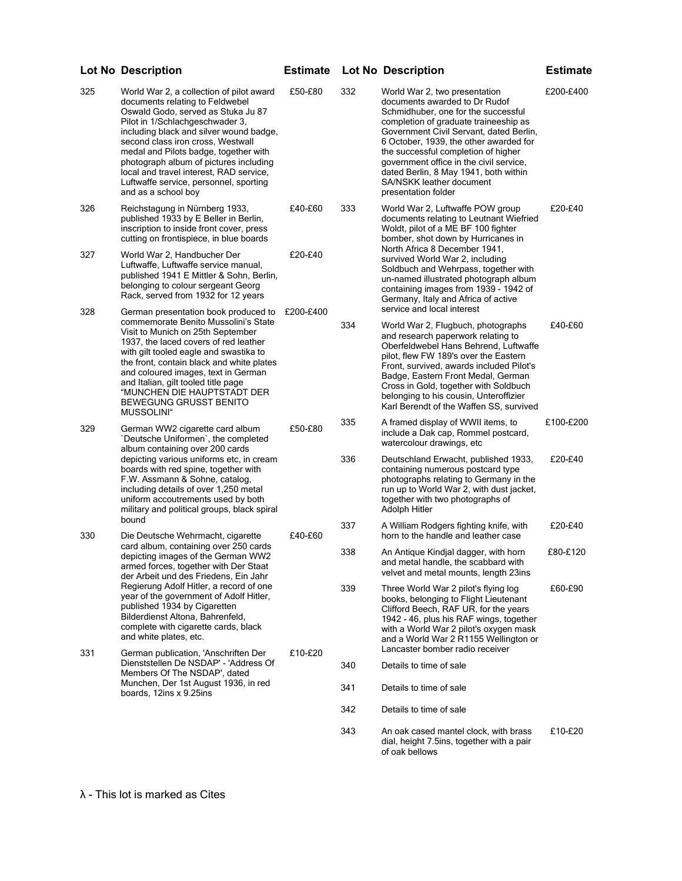| Lot No | Description | Estimate |
| --- | --- | --- |
| 325 | World War 2, a collection of pilot award documents relating to Feldwebel Oswald Godo, served as Stuka Ju 87 Pilot in 1/Schlachgeschwader 3, including black and silver wound badge, second class iron cross, Westwall medal and Pilots badge, together with photograph album of pictures including local and travel interest, RAD service, Luftwaffe service, personnel, sporting and as a school boy | £50-£80 |
| 326 | Reichstagung in Nürnberg 1933, published 1933 by E Beller in Berlin, inscription to inside front cover, press cutting on frontispiece, in blue boards | £40-£60 |
| 327 | World War 2, Handbucher Der Luftwaffe, Luftwaffe service manual, published 1941 E Mittler & Sohn, Berlin, belonging to colour sergeant Georg Rack, served from 1932 for 12 years | £20-£40 |
| 328 | German presentation book produced to commemorate Benito Mussolini's State Visit to Munich on 25th September 1937, the laced covers of red leather with gilt tooled eagle and swastika to the front, contain black and white plates and coloured images, text in German and Italian, gilt tooled title page "MUNCHEN DIE HAUPTSTADT DER BEWEGUNG GRUSST BENITO MUSSOLINI" | £200-£400 |
| 329 | German WW2 cigarette card album `Deutsche Uniformen`, the completed album containing over 200 cards depicting various uniforms etc, in cream boards with red spine, together with F.W. Assmann & Sohne, catalog, including details of over 1,250 metal uniform accoutrements used by both military and political groups, black spiral bound | £50-£80 |
| 330 | Die Deutsche Wehrmacht, cigarette card album, containing over 250 cards depicting images of the German WW2 armed forces, together with Der Staat der Arbeit und des Friedens, Ein Jahr Regierung Adolf Hitler, a record of one year of the government of Adolf Hitler, published 1934 by Cigaretten Bilderdienst Altona, Bahrenfeld, complete with cigarette cards, black and white plates, etc. | £40-£60 |
| 331 | German publication, 'Anschriften Der Dienststellen De NSDAP' - 'Address Of Members Of The NSDAP', dated Munchen, Der 1st August 1936, in red boards, 12ins x 9.25ins | £10-£20 |
| 332 | World War 2, two presentation documents awarded to Dr Rudof Schmidhuber, one for the successful completion of graduate traineeship as Government Civil Servant, dated Berlin, 6 October, 1939, the other awarded for the successful completion of higher government office in the civil service, dated Berlin, 8 May 1941, both within SA/NSKK leather document presentation folder | £200-£400 |
| 333 | World War 2, Luftwaffe POW group documents relating to Leutnant Wiefried Woldt, pilot of a ME BF 100 fighter bomber, shot down by Hurricanes in North Africa 8 December 1941, survived World War 2, including Soldbuch and Wehrpass, together with un-named illustrated photograph album containing images from 1939 - 1942 of Germany, Italy and Africa of active service and local interest | £20-£40 |
| 334 | World War 2, Flugbuch, photographs and research paperwork relating to Oberfeldwebel Hans Behrend, Luftwaffe pilot, flew FW 189's over the Eastern Front, survived, awards included Pilot's Badge, Eastern Front Medal, German Cross in Gold, together with Soldbuch belonging to his cousin, Unteroffizier Karl Berendt of the Waffen SS, survived | £40-£60 |
| 335 | A framed display of WWII items, to include a Dak cap, Rommel postcard, watercolour drawings, etc | £100-£200 |
| 336 | Deutschland Erwacht, published 1933, containing numerous postcard type photographs relating to Germany in the run up to World War 2, with dust jacket, together with two photographs of Adolph Hitler | £20-£40 |
| 337 | A William Rodgers fighting knife, with horn to the handle and leather case | £20-£40 |
| 338 | An Antique Kindjal dagger, with horn and metal handle, the scabbard with velvet and metal mounts, length 23ins | £80-£120 |
| 339 | Three World War 2 pilot's flying log books, belonging to Flight Lieutenant Clifford Beech, RAF UR, for the years 1942 - 46, plus his RAF wings, together with a World War 2 pilot's oxygen mask and a World War 2 R1155 Wellington or Lancaster bomber radio receiver | £60-£90 |
| 340 | Details to time of sale | |
| 341 | Details to time of sale | |
| 342 | Details to time of sale | |
| 343 | An oak cased mantel clock, with brass dial, height 7.5ins, together with a pair of oak bellows | £10-£20 |

λ - This lot is marked as Cites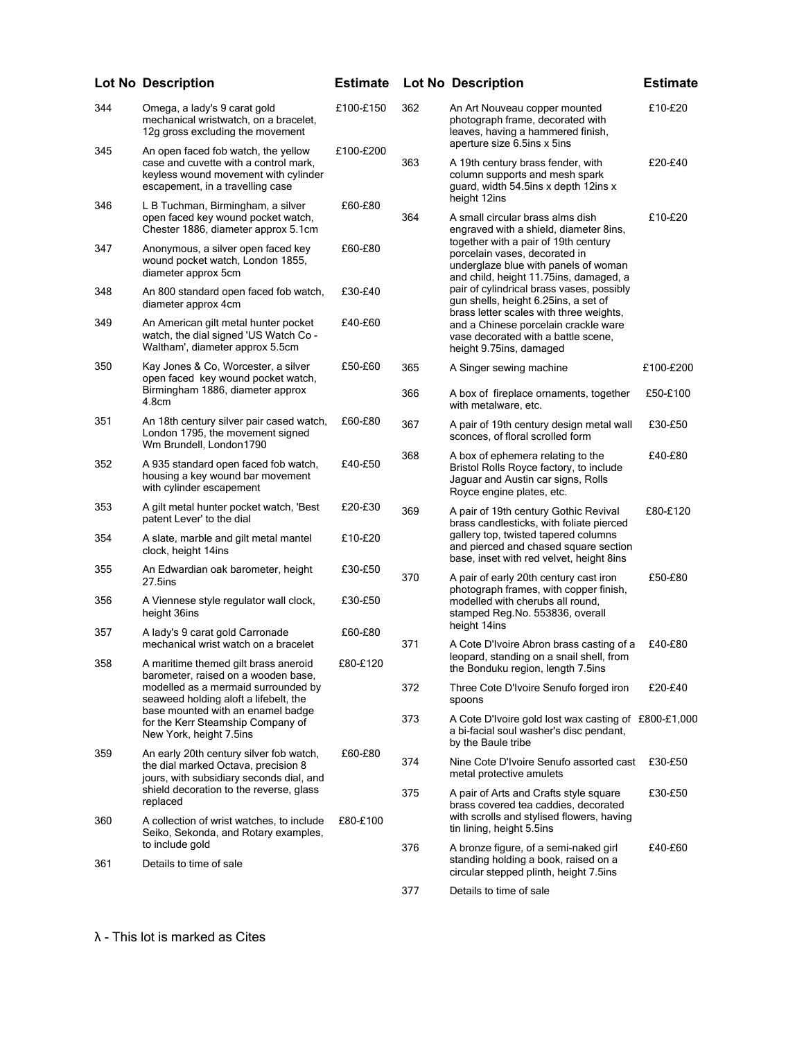| Lot No | Description | Estimate |
|---|---|---|
| 344 | Omega, a lady's 9 carat gold mechanical wristwatch, on a bracelet, 12g gross excluding the movement | £100-£150 |
| 345 | An open faced fob watch, the yellow case and cuvette with a control mark, keyless wound movement with cylinder escapement, in a travelling case | £100-£200 |
| 346 | L B Tuchman, Birmingham, a silver open faced key wound pocket watch, Chester 1886, diameter approx 5.1cm | £60-£80 |
| 347 | Anonymous, a silver open faced key wound pocket watch, London 1855, diameter approx 5cm | £60-£80 |
| 348 | An 800 standard open faced fob watch, diameter approx 4cm | £30-£40 |
| 349 | An American gilt metal hunter pocket watch, the dial signed 'US Watch Co - Waltham', diameter approx 5.5cm | £40-£60 |
| 350 | Kay Jones & Co, Worcester, a silver open faced key wound pocket watch, Birmingham 1886, diameter approx 4.8cm | £50-£60 |
| 351 | An 18th century silver pair cased watch, London 1795, the movement signed Wm Brundell, London1790 | £60-£80 |
| 352 | A 935 standard open faced fob watch, housing a key wound bar movement with cylinder escapement | £40-£50 |
| 353 | A gilt metal hunter pocket watch, 'Best patent Lever' to the dial | £20-£30 |
| 354 | A slate, marble and gilt metal mantel clock, height 14ins | £10-£20 |
| 355 | An Edwardian oak barometer, height 27.5ins | £30-£50 |
| 356 | A Viennese style regulator wall clock, height 36ins | £30-£50 |
| 357 | A lady's 9 carat gold Carronade mechanical wrist watch on a bracelet | £60-£80 |
| 358 | A maritime themed gilt brass aneroid barometer, raised on a wooden base, modelled as a mermaid surrounded by seaweed holding aloft a lifebelt, the base mounted with an enamel badge for the Kerr Steamship Company of New York, height 7.5ins | £80-£120 |
| 359 | An early 20th century silver fob watch, the dial marked Octava, precision 8 jours, with subsidiary seconds dial, and shield decoration to the reverse, glass replaced | £60-£80 |
| 360 | A collection of wrist watches, to include Seiko, Sekonda, and Rotary examples, to include gold | £80-£100 |
| 361 | Details to time of sale | |
| 362 | An Art Nouveau copper mounted photograph frame, decorated with leaves, having a hammered finish, aperture size 6.5ins x 5ins | £10-£20 |
| 363 | A 19th century brass fender, with column supports and mesh spark guard, width 54.5ins x depth 12ins x height 12ins | £20-£40 |
| 364 | A small circular brass alms dish engraved with a shield, diameter 8ins, together with a pair of 19th century porcelain vases, decorated in underglaze blue with panels of woman and child, height 11.75ins, damaged, a pair of cylindrical brass vases, possibly gun shells, height 6.25ins, a set of brass letter scales with three weights, and a Chinese porcelain crackle ware vase decorated with a battle scene, height 9.75ins, damaged | £10-£20 |
| 365 | A Singer sewing machine | £100-£200 |
| 366 | A box of fireplace ornaments, together with metalware, etc. | £50-£100 |
| 367 | A pair of 19th century design metal wall sconces, of floral scrolled form | £30-£50 |
| 368 | A box of ephemera relating to the Bristol Rolls Royce factory, to include Jaguar and Austin car signs, Rolls Royce engine plates, etc. | £40-£80 |
| 369 | A pair of 19th century Gothic Revival brass candlesticks, with foliate pierced gallery top, twisted tapered columns and pierced and chased square section base, inset with red velvet, height 8ins | £80-£120 |
| 370 | A pair of early 20th century cast iron photograph frames, with copper finish, modelled with cherubs all round, stamped Reg.No. 553836, overall height 14ins | £50-£80 |
| 371 | A Cote D'Ivoire Abron brass casting of a leopard, standing on a snail shell, from the Bonduku region, length 7.5ins | £40-£80 |
| 372 | Three Cote D'Ivoire Senufo forged iron spoons | £20-£40 |
| 373 | A Cote D'Ivoire gold lost wax casting of a bi-facial soul washer's disc pendant, by the Baule tribe | £800-£1,000 |
| 374 | Nine Cote D'Ivoire Senufo assorted cast metal protective amulets | £30-£50 |
| 375 | A pair of Arts and Crafts style square brass covered tea caddies, decorated with scrolls and stylised flowers, having tin lining, height 5.5ins | £30-£50 |
| 376 | A bronze figure, of a semi-naked girl standing holding a book, raised on a circular stepped plinth, height 7.5ins | £40-£60 |
| 377 | Details to time of sale | |

λ - This lot is marked as Cites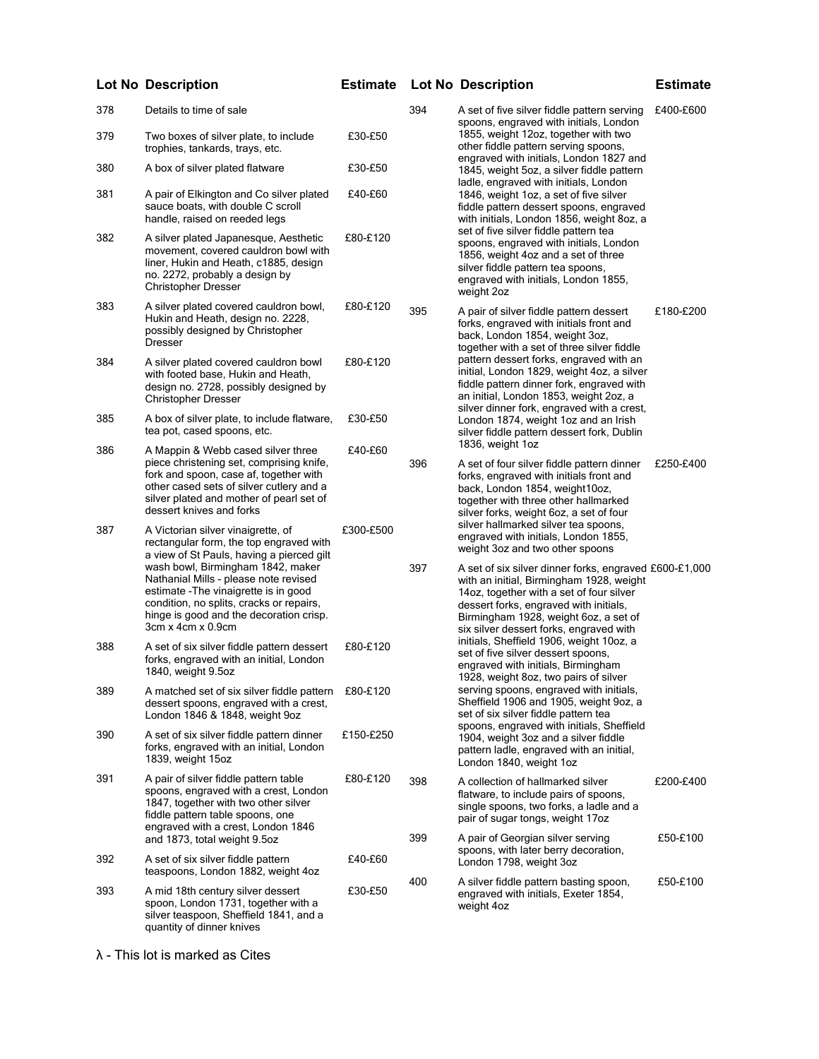| Lot No | Description | Estimate |
|---|---|---|
| 378 | Details to time of sale | |
| 379 | Two boxes of silver plate, to include trophies, tankards, trays, etc. | £30-£50 |
| 380 | A box of silver plated flatware | £30-£50 |
| 381 | A pair of Elkington and Co silver plated sauce boats, with double C scroll handle, raised on reeded legs | £40-£60 |
| 382 | A silver plated Japanesque, Aesthetic movement, covered cauldron bowl with liner, Hukin and Heath, c1885, design no. 2272, probably a design by Christopher Dresser | £80-£120 |
| 383 | A silver plated covered cauldron bowl, Hukin and Heath, design no. 2228, possibly designed by Christopher Dresser | £80-£120 |
| 384 | A silver plated covered cauldron bowl with footed base, Hukin and Heath, design no. 2728, possibly designed by Christopher Dresser | £80-£120 |
| 385 | A box of silver plate, to include flatware, tea pot, cased spoons, etc. | £30-£50 |
| 386 | A Mappin & Webb cased silver three piece christening set, comprising knife, fork and spoon, case af, together with other cased sets of silver cutlery and a silver plated and mother of pearl set of dessert knives and forks | £40-£60 |
| 387 | A Victorian silver vinaigrette, of rectangular form, the top engraved with a view of St Pauls, having a pierced gilt wash bowl, Birmingham 1842, maker Nathanial Mills - please note revised estimate -The vinaigrette is in good condition, no splits, cracks or repairs, hinge is good and the decoration crisp. 3cm x 4cm x 0.9cm | £300-£500 |
| 388 | A set of six silver fiddle pattern dessert forks, engraved with an initial, London 1840, weight 9.5oz | £80-£120 |
| 389 | A matched set of six silver fiddle pattern dessert spoons, engraved with a crest, London 1846 & 1848, weight 9oz | £80-£120 |
| 390 | A set of six silver fiddle pattern dinner forks, engraved with an initial, London 1839, weight 15oz | £150-£250 |
| 391 | A pair of silver fiddle pattern table spoons, engraved with a crest, London 1847, together with two other silver fiddle pattern table spoons, one engraved with a crest, London 1846 and 1873, total weight 9.5oz | £80-£120 |
| 392 | A set of six silver fiddle pattern teaspoons, London 1882, weight 4oz | £40-£60 |
| 393 | A mid 18th century silver dessert spoon, London 1731, together with a silver teaspoon, Sheffield 1841, and a quantity of dinner knives | £30-£50 |
| 394 | A set of five silver fiddle pattern serving spoons, engraved with initials, London 1855, weight 12oz, together with two other fiddle pattern serving spoons, engraved with initials, London 1827 and 1845, weight 5oz, a silver fiddle pattern ladle, engraved with initials, London 1846, weight 1oz, a set of five silver fiddle pattern dessert spoons, engraved with initials, London 1856, weight 8oz, a set of five silver fiddle pattern tea spoons, engraved with initials, London 1856, weight 4oz and a set of three silver fiddle pattern tea spoons, engraved with initials, London 1855, weight 2oz | £400-£600 |
| 395 | A pair of silver fiddle pattern dessert forks, engraved with initials front and back, London 1854, weight 3oz, together with a set of three silver fiddle pattern dessert forks, engraved with an initial, London 1829, weight 4oz, a silver fiddle pattern dinner fork, engraved with an initial, London 1853, weight 2oz, a silver dinner fork, engraved with a crest, London 1874, weight 1oz and an Irish silver fiddle pattern dessert fork, Dublin 1836, weight 1oz | £180-£200 |
| 396 | A set of four silver fiddle pattern dinner forks, engraved with initials front and back, London 1854, weight10oz, together with three other hallmarked silver forks, weight 6oz, a set of four silver hallmarked silver tea spoons, engraved with initials, London 1855, weight 3oz and two other spoons | £250-£400 |
| 397 | A set of six silver dinner forks, engraved with an initial, Birmingham 1928, weight 14oz, together with a set of four silver dessert forks, engraved with initials, Birmingham 1928, weight 6oz, a set of six silver dessert forks, engraved with initials, Sheffield 1906, weight 10oz, a set of five silver dessert spoons, engraved with initials, Birmingham 1928, weight 8oz, two pairs of silver serving spoons, engraved with initials, Sheffield 1906 and 1905, weight 9oz, a set of six silver fiddle pattern tea spoons, engraved with initials, Sheffield 1904, weight 3oz and a silver fiddle pattern ladle, engraved with an initial, London 1840, weight 1oz | £600-£1,000 |
| 398 | A collection of hallmarked silver flatware, to include pairs of spoons, single spoons, two forks, a ladle and a pair of sugar tongs, weight 17oz | £200-£400 |
| 399 | A pair of Georgian silver serving spoons, with later berry decoration, London 1798, weight 3oz | £50-£100 |
| 400 | A silver fiddle pattern basting spoon, engraved with initials, Exeter 1854, weight 4oz | £50-£100 |

λ - This lot is marked as Cites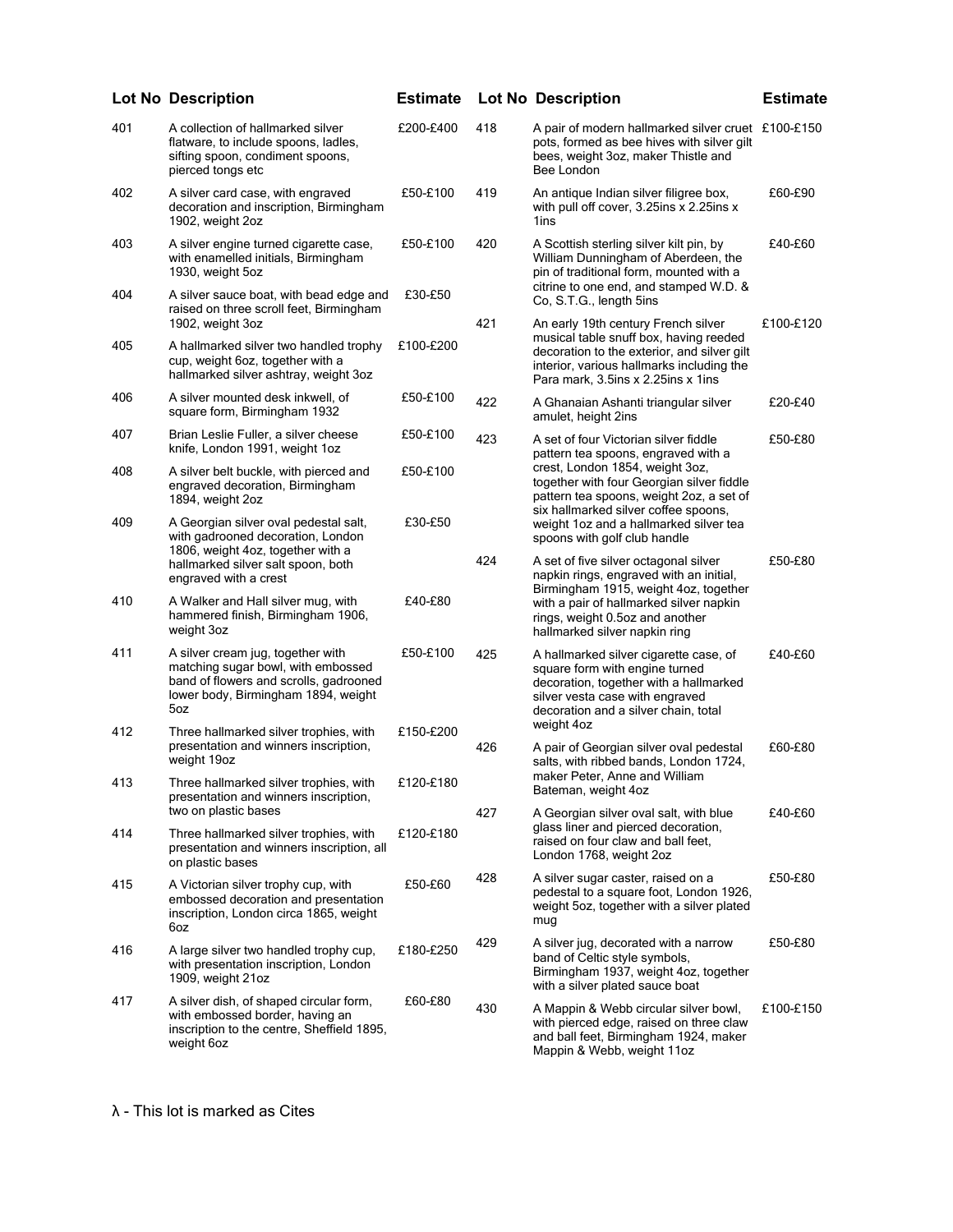| Lot No | Description | Estimate |
|---|---|---|
| 401 | A collection of hallmarked silver flatware, to include spoons, ladles, sifting spoon, condiment spoons, pierced tongs etc | £200-£400 |
| 402 | A silver card case, with engraved decoration and inscription, Birmingham 1902, weight 2oz | £50-£100 |
| 403 | A silver engine turned cigarette case, with enamelled initials, Birmingham 1930, weight 5oz | £50-£100 |
| 404 | A silver sauce boat, with bead edge and raised on three scroll feet, Birmingham 1902, weight 3oz | £30-£50 |
| 405 | A hallmarked silver two handled trophy cup, weight 6oz, together with a hallmarked silver ashtray, weight 3oz | £100-£200 |
| 406 | A silver mounted desk inkwell, of square form, Birmingham 1932 | £50-£100 |
| 407 | Brian Leslie Fuller, a silver cheese knife, London 1991, weight 1oz | £50-£100 |
| 408 | A silver belt buckle, with pierced and engraved decoration, Birmingham 1894, weight 2oz | £50-£100 |
| 409 | A Georgian silver oval pedestal salt, with gadrooned decoration, London 1806, weight 4oz, together with a hallmarked silver salt spoon, both engraved with a crest | £30-£50 |
| 410 | A Walker and Hall silver mug, with hammered finish, Birmingham 1906, weight 3oz | £40-£80 |
| 411 | A silver cream jug, together with matching sugar bowl, with embossed band of flowers and scrolls, gadrooned lower body, Birmingham 1894, weight 5oz | £50-£100 |
| 412 | Three hallmarked silver trophies, with presentation and winners inscription, weight 19oz | £150-£200 |
| 413 | Three hallmarked silver trophies, with presentation and winners inscription, two on plastic bases | £120-£180 |
| 414 | Three hallmarked silver trophies, with presentation and winners inscription, all on plastic bases | £120-£180 |
| 415 | A Victorian silver trophy cup, with embossed decoration and presentation inscription, London circa 1865, weight 6oz | £50-£60 |
| 416 | A large silver two handled trophy cup, with presentation inscription, London 1909, weight 21oz | £180-£250 |
| 417 | A silver dish, of shaped circular form, with embossed border, having an inscription to the centre, Sheffield 1895, weight 6oz | £60-£80 |
| 418 | A pair of modern hallmarked silver cruet pots, formed as bee hives with silver gilt bees, weight 3oz, maker Thistle and Bee London | £100-£150 |
| 419 | An antique Indian silver filigree box, with pull off cover, 3.25ins x 2.25ins x 1ins | £60-£90 |
| 420 | A Scottish sterling silver kilt pin, by William Dunningham of Aberdeen, the pin of traditional form, mounted with a citrine to one end, and stamped W.D. & Co, S.T.G., length 5ins | £40-£60 |
| 421 | An early 19th century French silver musical table snuff box, having reeded decoration to the exterior, and silver gilt interior, various hallmarks including the Para mark, 3.5ins x 2.25ins x 1ins | £100-£120 |
| 422 | A Ghanaian Ashanti triangular silver amulet, height 2ins | £20-£40 |
| 423 | A set of four Victorian silver fiddle pattern tea spoons, engraved with a crest, London 1854, weight 3oz, together with four Georgian silver fiddle pattern tea spoons, weight 2oz, a set of six hallmarked silver coffee spoons, weight 1oz and a hallmarked silver tea spoons with golf club handle | £50-£80 |
| 424 | A set of five silver octagonal silver napkin rings, engraved with an initial, Birmingham 1915, weight 4oz, together with a pair of hallmarked silver napkin rings, weight 0.5oz and another hallmarked silver napkin ring | £50-£80 |
| 425 | A hallmarked silver cigarette case, of square form with engine turned decoration, together with a hallmarked silver vesta case with engraved decoration and a silver chain, total weight 4oz | £40-£60 |
| 426 | A pair of Georgian silver oval pedestal salts, with ribbed bands, London 1724, maker Peter, Anne and William Bateman, weight 4oz | £60-£80 |
| 427 | A Georgian silver oval salt, with blue glass liner and pierced decoration, raised on four claw and ball feet, London 1768, weight 2oz | £40-£60 |
| 428 | A silver sugar caster, raised on a pedestal to a square foot, London 1926, weight 5oz, together with a silver plated mug | £50-£80 |
| 429 | A silver jug, decorated with a narrow band of Celtic style symbols, Birmingham 1937, weight 4oz, together with a silver plated sauce boat | £50-£80 |
| 430 | A Mappin & Webb circular silver bowl, with pierced edge, raised on three claw and ball feet, Birmingham 1924, maker Mappin & Webb, weight 11oz | £100-£150 |

λ - This lot is marked as Cites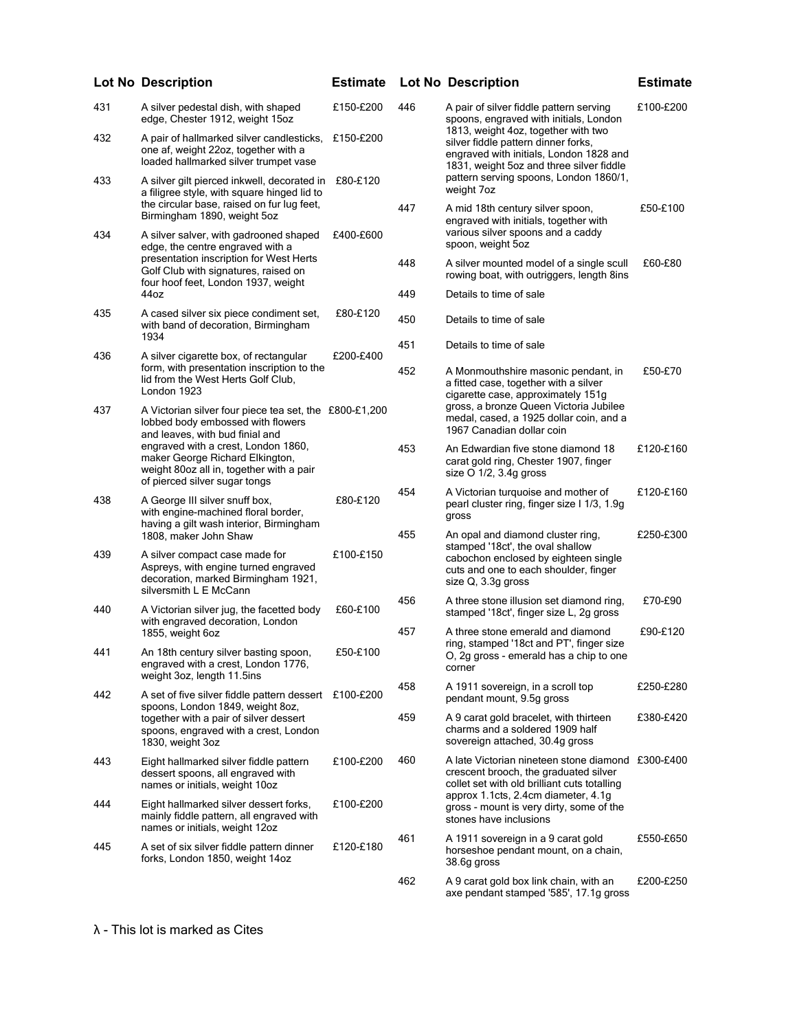| Lot No | Description | Estimate |
|---|---|---|
| 431 | A silver pedestal dish, with shaped edge, Chester 1912, weight 15oz | £150-£200 |
| 432 | A pair of hallmarked silver candlesticks, one af, weight 22oz, together with a loaded hallmarked silver trumpet vase | £150-£200 |
| 433 | A silver gilt pierced inkwell, decorated in a filigree style, with square hinged lid to the circular base, raised on fur lug feet, Birmingham 1890, weight 5oz | £80-£120 |
| 434 | A silver salver, with gadrooned shaped edge, the centre engraved with a presentation inscription for West Herts Golf Club with signatures, raised on four hoof feet, London 1937, weight 44oz | £400-£600 |
| 435 | A cased silver six piece condiment set, with band of decoration, Birmingham 1934 | £80-£120 |
| 436 | A silver cigarette box, of rectangular form, with presentation inscription to the lid from the West Herts Golf Club, London 1923 | £200-£400 |
| 437 | A Victorian silver four piece tea set, the lobbed body embossed with flowers and leaves, with bud finial and engraved with a crest, London 1860, maker George Richard Elkington, weight 80oz all in, together with a pair of pierced silver sugar tongs | £800-£1,200 |
| 438 | A George III silver snuff box, with engine-machined floral border, having a gilt wash interior, Birmingham 1808, maker John Shaw | £80-£120 |
| 439 | A silver compact case made for Aspreys, with engine turned engraved decoration, marked Birmingham 1921, silversmith L E McCann | £100-£150 |
| 440 | A Victorian silver jug, the facetted body with engraved decoration, London 1855, weight 6oz | £60-£100 |
| 441 | An 18th century silver basting spoon, engraved with a crest, London 1776, weight 3oz, length 11.5ins | £50-£100 |
| 442 | A set of five silver fiddle pattern dessert spoons, London 1849, weight 8oz, together with a pair of silver dessert spoons, engraved with a crest, London 1830, weight 3oz | £100-£200 |
| 443 | Eight hallmarked silver fiddle pattern dessert spoons, all engraved with names or initials, weight 10oz | £100-£200 |
| 444 | Eight hallmarked silver dessert forks, mainly fiddle pattern, all engraved with names or initials, weight 12oz | £100-£200 |
| 445 | A set of six silver fiddle pattern dinner forks, London 1850, weight 14oz | £120-£180 |
| 446 | A pair of silver fiddle pattern serving spoons, engraved with initials, London 1813, weight 4oz, together with two silver fiddle pattern dinner forks, engraved with initials, London 1828 and 1831, weight 5oz and three silver fiddle pattern serving spoons, London 1860/1, weight 7oz | £100-£200 |
| 447 | A mid 18th century silver spoon, engraved with initials, together with various silver spoons and a caddy spoon, weight 5oz | £50-£100 |
| 448 | A silver mounted model of a single scull rowing boat, with outriggers, length 8ins | £60-£80 |
| 449 | Details to time of sale | |
| 450 | Details to time of sale | |
| 451 | Details to time of sale | |
| 452 | A Monmouthshire masonic pendant, in a fitted case, together with a silver cigarette case, approximately 151g gross, a bronze Queen Victoria Jubilee medal, cased, a 1925 dollar coin, and a 1967 Canadian dollar coin | £50-£70 |
| 453 | An Edwardian five stone diamond 18 carat gold ring, Chester 1907, finger size O 1/2, 3.4g gross | £120-£160 |
| 454 | A Victorian turquoise and mother of pearl cluster ring, finger size I 1/3, 1.9g gross | £120-£160 |
| 455 | An opal and diamond cluster ring, stamped '18ct', the oval shallow cabochon enclosed by eighteen single cuts and one to each shoulder, finger size Q, 3.3g gross | £250-£300 |
| 456 | A three stone illusion set diamond ring, stamped '18ct', finger size L, 2g gross | £70-£90 |
| 457 | A three stone emerald and diamond ring, stamped '18ct and PT', finger size O, 2g gross - emerald has a chip to one corner | £90-£120 |
| 458 | A 1911 sovereign, in a scroll top pendant mount, 9.5g gross | £250-£280 |
| 459 | A 9 carat gold bracelet, with thirteen charms and a soldered 1909 half sovereign attached, 30.4g gross | £380-£420 |
| 460 | A late Victorian nineteen stone diamond crescent brooch, the graduated silver collet set with old brilliant cuts totalling approx 1.1cts, 2.4cm diameter, 4.1g gross - mount is very dirty, some of the stones have inclusions | £300-£400 |
| 461 | A 1911 sovereign in a 9 carat gold horseshoe pendant mount, on a chain, 38.6g gross | £550-£650 |
| 462 | A 9 carat gold box link chain, with an axe pendant stamped '585', 17.1g gross | £200-£250 |

λ - This lot is marked as Cites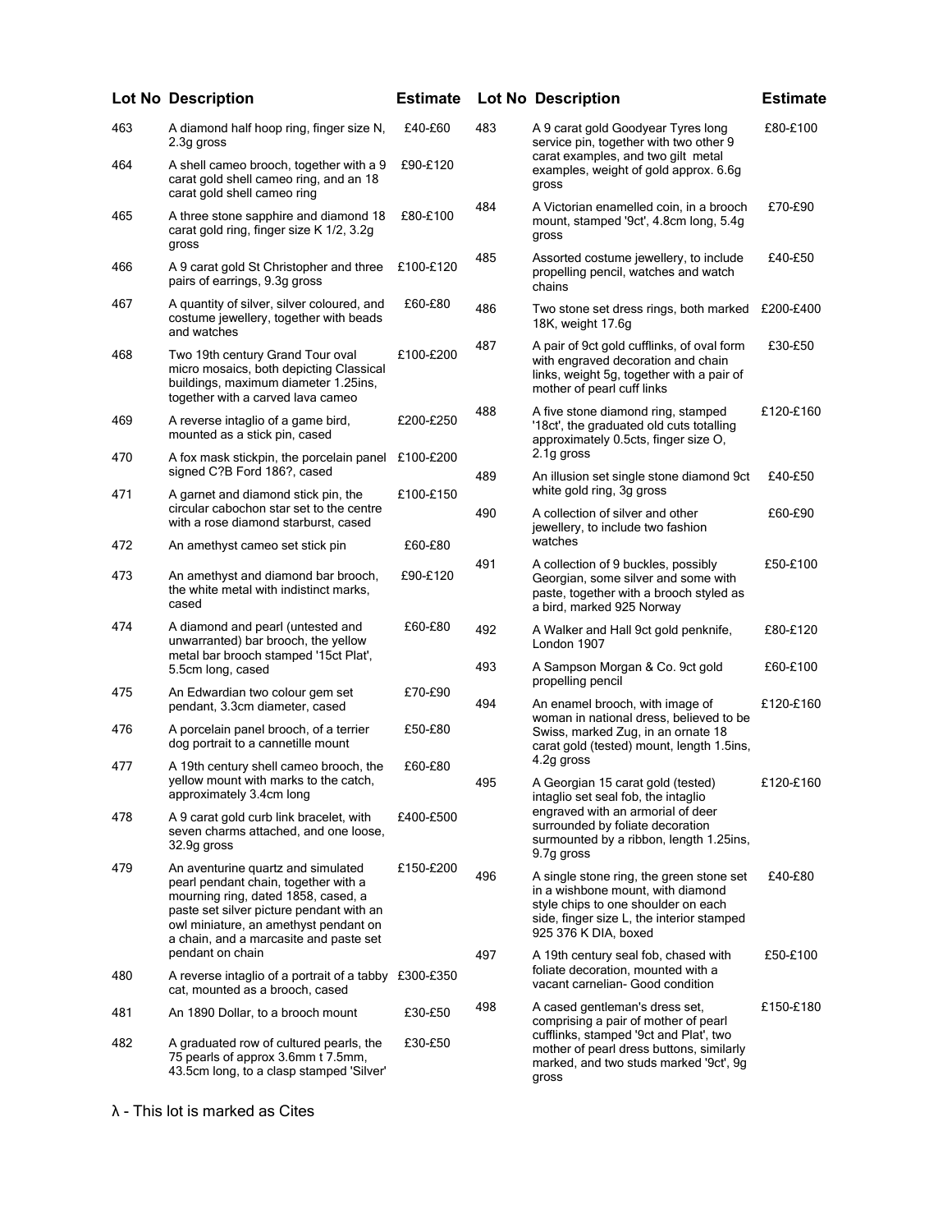| Lot No | Description | Estimate |
|---|---|---|
| 463 | A diamond half hoop ring, finger size N, 2.3g gross | £40-£60 |
| 464 | A shell cameo brooch, together with a 9 carat gold shell cameo ring, and an 18 carat gold shell cameo ring | £90-£120 |
| 465 | A three stone sapphire and diamond 18 carat gold ring, finger size K 1/2, 3.2g gross | £80-£100 |
| 466 | A 9 carat gold St Christopher and three pairs of earrings, 9.3g gross | £100-£120 |
| 467 | A quantity of silver, silver coloured, and costume jewellery, together with beads and watches | £60-£80 |
| 468 | Two 19th century Grand Tour oval micro mosaics, both depicting Classical buildings, maximum diameter 1.25ins, together with a carved lava cameo | £100-£200 |
| 469 | A reverse intaglio of a game bird, mounted as a stick pin, cased | £200-£250 |
| 470 | A fox mask stickpin, the porcelain panel signed C?B Ford 186?, cased | £100-£200 |
| 471 | A garnet and diamond stick pin, the circular cabochon star set to the centre with a rose diamond starburst, cased | £100-£150 |
| 472 | An amethyst cameo set stick pin | £60-£80 |
| 473 | An amethyst and diamond bar brooch, the white metal with indistinct marks, cased | £90-£120 |
| 474 | A diamond and pearl (untested and unwarranted) bar brooch, the yellow metal bar brooch stamped '15ct Plat', 5.5cm long, cased | £60-£80 |
| 475 | An Edwardian two colour gem set pendant, 3.3cm diameter, cased | £70-£90 |
| 476 | A porcelain panel brooch, of a terrier dog portrait to a cannetille mount | £50-£80 |
| 477 | A 19th century shell cameo brooch, the yellow mount with marks to the catch, approximately 3.4cm long | £60-£80 |
| 478 | A 9 carat gold curb link bracelet, with seven charms attached, and one loose, 32.9g gross | £400-£500 |
| 479 | An aventurine quartz and simulated pearl pendant chain, together with a mourning ring, dated 1858, cased, a paste set silver picture pendant with an owl miniature, an amethyst pendant on a chain, and a marcasite and paste set pendant on chain | £150-£200 |
| 480 | A reverse intaglio of a portrait of a tabby cat, mounted as a brooch, cased | £300-£350 |
| 481 | An 1890 Dollar, to a brooch mount | £30-£50 |
| 482 | A graduated row of cultured pearls, the 75 pearls of approx 3.6mm t 7.5mm, 43.5cm long, to a clasp stamped 'Silver' | £30-£50 |
| 483 | A 9 carat gold Goodyear Tyres long service pin, together with two other 9 carat examples, and two gilt metal examples, weight of gold approx. 6.6g gross | £80-£100 |
| 484 | A Victorian enamelled coin, in a brooch mount, stamped '9ct', 4.8cm long, 5.4g gross | £70-£90 |
| 485 | Assorted costume jewellery, to include propelling pencil, watches and watch chains | £40-£50 |
| 486 | Two stone set dress rings, both marked 18K, weight 17.6g | £200-£400 |
| 487 | A pair of 9ct gold cufflinks, of oval form with engraved decoration and chain links, weight 5g, together with a pair of mother of pearl cuff links | £30-£50 |
| 488 | A five stone diamond ring, stamped '18ct', the graduated old cuts totalling approximately 0.5cts, finger size O, 2.1g gross | £120-£160 |
| 489 | An illusion set single stone diamond 9ct white gold ring, 3g gross | £40-£50 |
| 490 | A collection of silver and other jewellery, to include two fashion watches | £60-£90 |
| 491 | A collection of 9 buckles, possibly Georgian, some silver and some with paste, together with a brooch styled as a bird, marked 925 Norway | £50-£100 |
| 492 | A Walker and Hall 9ct gold penknife, London 1907 | £80-£120 |
| 493 | A Sampson Morgan & Co. 9ct gold propelling pencil | £60-£100 |
| 494 | An enamel brooch, with image of woman in national dress, believed to be Swiss, marked Zug, in an ornate 18 carat gold (tested) mount, length 1.5ins, 4.2g gross | £120-£160 |
| 495 | A Georgian 15 carat gold (tested) intaglio set seal fob, the intaglio engraved with an armorial of deer surrounded by foliate decoration surmounted by a ribbon, length 1.25ins, 9.7g gross | £120-£160 |
| 496 | A single stone ring, the green stone set in a wishbone mount, with diamond style chips to one shoulder on each side, finger size L, the interior stamped 925 376 K DIA, boxed | £40-£80 |
| 497 | A 19th century seal fob, chased with foliate decoration, mounted with a vacant carnelian- Good condition | £50-£100 |
| 498 | A cased gentleman's dress set, comprising a pair of mother of pearl cufflinks, stamped '9ct and Plat', two mother of pearl dress buttons, similarly marked, and two studs marked '9ct', 9g gross | £150-£180 |

λ - This lot is marked as Cites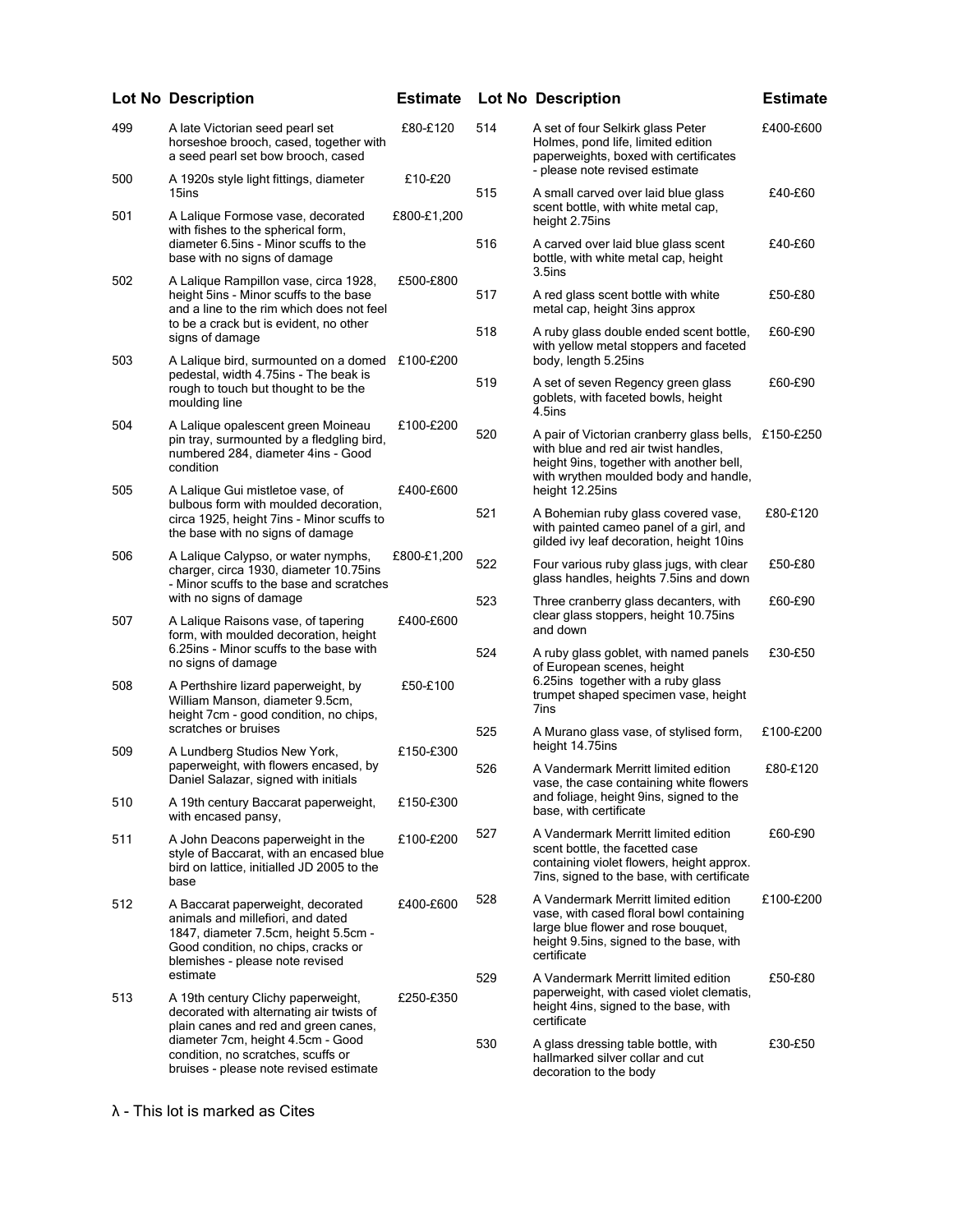| Lot No | Description | Estimate |
|---|---|---|
| 499 | A late Victorian seed pearl set horseshoe brooch, cased, together with a seed pearl set bow brooch, cased | £80-£120 |
| 500 | A 1920s style light fittings, diameter 15ins | £10-£20 |
| 501 | A Lalique Formose vase, decorated with fishes to the spherical form, diameter 6.5ins - Minor scuffs to the base with no signs of damage | £800-£1,200 |
| 502 | A Lalique Rampillon vase, circa 1928, height 5ins - Minor scuffs to the base and a line to the rim which does not feel to be a crack but is evident, no other signs of damage | £500-£800 |
| 503 | A Lalique bird, surmounted on a domed pedestal, width 4.75ins - The beak is rough to touch but thought to be the moulding line | £100-£200 |
| 504 | A Lalique opalescent green Moineau pin tray, surmounted by a fledgling bird, numbered 284, diameter 4ins - Good condition | £100-£200 |
| 505 | A Lalique Gui mistletoe vase, of bulbous form with moulded decoration, circa 1925, height 7ins - Minor scuffs to the base with no signs of damage | £400-£600 |
| 506 | A Lalique Calypso, or water nymphs, charger, circa 1930, diameter 10.75ins - Minor scuffs to the base and scratches with no signs of damage | £800-£1,200 |
| 507 | A Lalique Raisons vase, of tapering form, with moulded decoration, height 6.25ins - Minor scuffs to the base with no signs of damage | £400-£600 |
| 508 | A Perthshire lizard paperweight, by William Manson, diameter 9.5cm, height 7cm - good condition, no chips, scratches or bruises | £50-£100 |
| 509 | A Lundberg Studios New York, paperweight, with flowers encased, by Daniel Salazar, signed with initials | £150-£300 |
| 510 | A 19th century Baccarat paperweight, with encased pansy, | £150-£300 |
| 511 | A John Deacons paperweight in the style of Baccarat, with an encased blue bird on lattice, initialled JD 2005 to the base | £100-£200 |
| 512 | A Baccarat paperweight, decorated animals and millefiori, and dated 1847, diameter 7.5cm, height 5.5cm - Good condition, no chips, cracks or blemishes - please note revised estimate | £400-£600 |
| 513 | A 19th century Clichy paperweight, decorated with alternating air twists of plain canes and red and green canes, diameter 7cm, height 4.5cm - Good condition, no scratches, scuffs or bruises - please note revised estimate | £250-£350 |
| 514 | A set of four Selkirk glass Peter Holmes, pond life, limited edition paperweights, boxed with certificates - please note revised estimate | £400-£600 |
| 515 | A small carved over laid blue glass scent bottle, with white metal cap, height 2.75ins | £40-£60 |
| 516 | A carved over laid blue glass scent bottle, with white metal cap, height 3.5ins | £40-£60 |
| 517 | A red glass scent bottle with white metal cap, height 3ins approx | £50-£80 |
| 518 | A ruby glass double ended scent bottle, with yellow metal stoppers and faceted body, length 5.25ins | £60-£90 |
| 519 | A set of seven Regency green glass goblets, with faceted bowls, height 4.5ins | £60-£90 |
| 520 | A pair of Victorian cranberry glass bells, with blue and red air twist handles, height 9ins, together with another bell, with wrythen moulded body and handle, height 12.25ins | £150-£250 |
| 521 | A Bohemian ruby glass covered vase, with painted cameo panel of a girl, and gilded ivy leaf decoration, height 10ins | £80-£120 |
| 522 | Four various ruby glass jugs, with clear glass handles, heights 7.5ins and down | £50-£80 |
| 523 | Three cranberry glass decanters, with clear glass stoppers, height 10.75ins and down | £60-£90 |
| 524 | A ruby glass goblet, with named panels of European scenes, height 6.25ins together with a ruby glass trumpet shaped specimen vase, height 7ins | £30-£50 |
| 525 | A Murano glass vase, of stylised form, height 14.75ins | £100-£200 |
| 526 | A Vandermark Merritt limited edition vase, the case containing white flowers and foliage, height 9ins, signed to the base, with certificate | £80-£120 |
| 527 | A Vandermark Merritt limited edition scent bottle, the facetted case containing violet flowers, height approx. 7ins, signed to the base, with certificate | £60-£90 |
| 528 | A Vandermark Merritt limited edition vase, with cased floral bowl containing large blue flower and rose bouquet, height 9.5ins, signed to the base, with certificate | £100-£200 |
| 529 | A Vandermark Merritt limited edition paperweight, with cased violet clematis, height 4ins, signed to the base, with certificate | £50-£80 |
| 530 | A glass dressing table bottle, with hallmarked silver collar and cut decoration to the body | £30-£50 |

λ - This lot is marked as Cites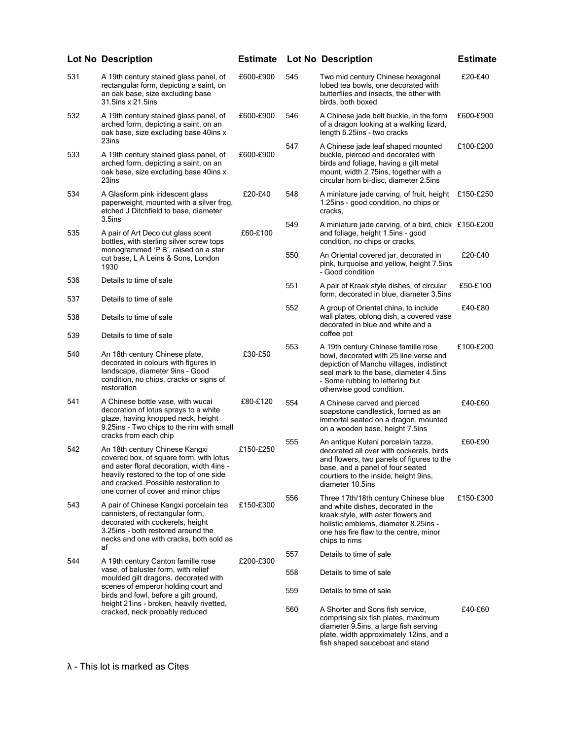| Lot No | Description | Estimate |
|---|---|---|
| 531 | A 19th century stained glass panel, of rectangular form, depicting a saint, on an oak base, size excluding base 31.5ins x 21.5ins | £600-£900 |
| 532 | A 19th century stained glass panel, of arched form, depicting a saint, on an oak base, size excluding base 40ins x 23ins | £600-£900 |
| 533 | A 19th century stained glass panel, of arched form, depicting a saint, on an oak base, size excluding base 40ins x 23ins | £600-£900 |
| 534 | A Glasform pink iridescent glass paperweight, mounted with a silver frog, etched J Ditchfield to base, diameter 3.5ins | £20-£40 |
| 535 | A pair of Art Deco cut glass scent bottles, with sterling silver screw tops monogrammed 'P B', raised on a star cut base, L A Leins & Sons, London 1930 | £60-£100 |
| 536 | Details to time of sale | |
| 537 | Details to time of sale | |
| 538 | Details to time of sale | |
| 539 | Details to time of sale | |
| 540 | An 18th century Chinese plate, decorated in colours with figures in landscape, diameter 9ins - Good condition, no chips, cracks or signs of restoration | £30-£50 |
| 541 | A Chinese bottle vase, with wucai decoration of lotus sprays to a white glaze, having knopped neck, height 9.25ins - Two chips to the rim with small cracks from each chip | £80-£120 |
| 542 | An 18th century Chinese Kangxi covered box, of square form, with lotus and aster floral decoration, width 4ins - heavily restored to the top of one side and cracked. Possible restoration to one corner of cover and minor chips | £150-£250 |
| 543 | A pair of Chinese Kangxi porcelain tea cannisters, of rectangular form, decorated with cockerels, height 3.25ins - both restored around the necks and one with cracks, both sold as af | £150-£300 |
| 544 | A 19th century Canton famille rose vase, of baluster form, with relief moulded gilt dragons, decorated with scenes of emperor holding court and birds and fowl, before a gilt ground, height 21ins - broken, heavily rivetted, cracked, neck probably reduced | £200-£300 |
| 545 | Two mid century Chinese hexagonal lobed tea bowls, one decorated with butterflies and insects, the other with birds, both boxed | £20-£40 |
| 546 | A Chinese jade belt buckle, in the form of a dragon looking at a walking lizard, length 6.25ins - two cracks | £600-£900 |
| 547 | A Chinese jade leaf shaped mounted buckle, pierced and decorated with birds and foliage, having a gilt metal mount, width 2.75ins, together with a circular horn bi-disc, diameter 2.5ins | £100-£200 |
| 548 | A miniature jade carving, of fruit, height 1.25ins - good condition, no chips or cracks, | £150-£250 |
| 549 | A miniature jade carving, of a bird, chick and foliage, height 1.5ins - good condition, no chips or cracks, | £150-£200 |
| 550 | An Oriental covered jar, decorated in pink, turquoise and yellow, height 7.5ins - Good condition | £20-£40 |
| 551 | A pair of Kraak style dishes, of circular form, decorated in blue, diameter 3.5ins | £50-£100 |
| 552 | A group of Oriental china, to include wall plates, oblong dish, a covered vase decorated in blue and white and a coffee pot | £40-£80 |
| 553 | A 19th century Chinese famille rose bowl, decorated with 25 line verse and depiction of Manchu villages, indistinct seal mark to the base, diameter 4.5ins - Some rubbing to lettering but otherwise good condition. | £100-£200 |
| 554 | A Chinese carved and pierced soapstone candlestick, formed as an immortal seated on a dragon, mounted on a wooden base, height 7.5ins | £40-£60 |
| 555 | An antique Kutani porcelain tazza, decorated all over with cockerels, birds and flowers, two panels of figures to the base, and a panel of four seated courtiers to the inside, height 9ins, diameter 10.5ins | £60-£90 |
| 556 | Three 17th/18th century Chinese blue and white dishes, decorated in the kraak style, with aster flowers and holistic emblems, diameter 8.25ins - one has fire flaw to the centre, minor chips to rims | £150-£300 |
| 557 | Details to time of sale | |
| 558 | Details to time of sale | |
| 559 | Details to time of sale | |
| 560 | A Shorter and Sons fish service, comprising six fish plates, maximum diameter 9.5ins, a large fish serving plate, width approximately 12ins, and a fish shaped sauceboat and stand | £40-£60 |

λ - This lot is marked as Cites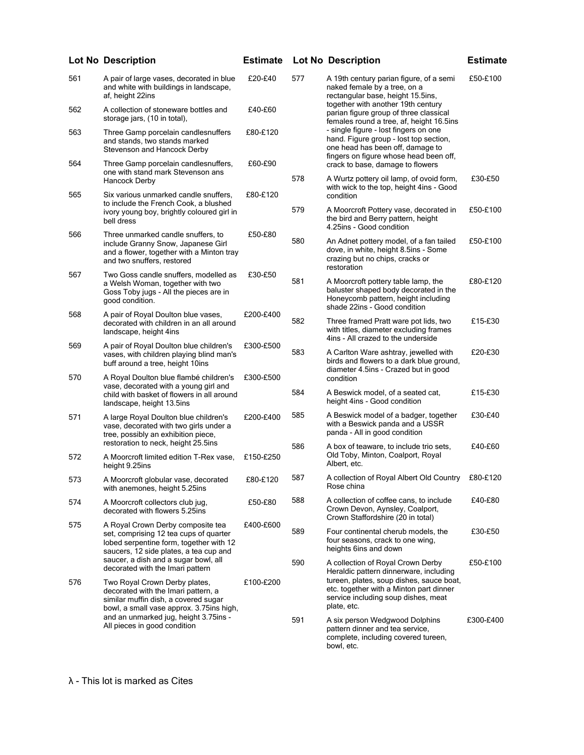| Lot No | Description | Estimate |
|---|---|---|
| 561 | A pair of large vases, decorated in blue and white with buildings in landscape, af, height 22ins | £20-£40 |
| 562 | A collection of stoneware bottles and storage jars, (10 in total), | £40-£60 |
| 563 | Three Gamp porcelain candlesnuffers and stands, two stands marked Stevenson and Hancock Derby | £80-£120 |
| 564 | Three Gamp porcelain candlesnuffers, one with stand mark Stevenson ans Hancock Derby | £60-£90 |
| 565 | Six various unmarked candle snuffers, to include the French Cook, a blushed ivory young boy, brightly coloured girl in bell dress | £80-£120 |
| 566 | Three unmarked candle snuffers, to include Granny Snow, Japanese Girl and a flower, together with a Minton tray and two snuffers, restored | £50-£80 |
| 567 | Two Goss candle snuffers, modelled as a Welsh Woman, together with two Goss Toby jugs - All the pieces are in good condition. | £30-£50 |
| 568 | A pair of Royal Doulton blue vases, decorated with children in an all around landscape, height 4ins | £200-£400 |
| 569 | A pair of Royal Doulton blue children's vases, with children playing blind man's buff around a tree, height 10ins | £300-£500 |
| 570 | A Royal Doulton blue flambé children's vase, decorated with a young girl and child with basket of flowers in all around landscape, height 13.5ins | £300-£500 |
| 571 | A large Royal Doulton blue children's vase, decorated with two girls under a tree, possibly an exhibition piece, restoration to neck, height 25.5ins | £200-£400 |
| 572 | A Moorcroft limited edition T-Rex vase, height 9.25ins | £150-£250 |
| 573 | A Moorcroft globular vase, decorated with anemones, height 5.25ins | £80-£120 |
| 574 | A Moorcroft collectors club jug, decorated with flowers 5.25ins | £50-£80 |
| 575 | A Royal Crown Derby composite tea set, comprising 12 tea cups of quarter lobed serpentine form, together with 12 saucers, 12 side plates, a tea cup and saucer, a dish and a sugar bowl, all decorated with the Imari pattern | £400-£600 |
| 576 | Two Royal Crown Derby plates, decorated with the Imari pattern, a similar muffin dish, a covered sugar bowl, a small vase approx. 3.75ins high, and an unmarked jug, height 3.75ins - All pieces in good condition | £100-£200 |
| 577 | A 19th century parian figure, of a semi naked female by a tree, on a rectangular base, height 15.5ins, together with another 19th century parian figure group of three classical females round a tree, af, height 16.5ins - single figure - lost fingers on one hand. Figure group - lost top section, one head has been off, damage to fingers on figure whose head been off, crack to base, damage to flowers | £50-£100 |
| 578 | A Wurtz pottery oil lamp, of ovoid form, with wick to the top, height 4ins - Good condition | £30-£50 |
| 579 | A Moorcroft Pottery vase, decorated in the bird and Berry pattern, height 4.25ins - Good condition | £50-£100 |
| 580 | An Adnet pottery model, of a fan tailed dove, in white, height 8.5ins - Some crazing but no chips, cracks or restoration | £50-£100 |
| 581 | A Moorcroft pottery table lamp, the baluster shaped body decorated in the Honeycomb pattern, height including shade 22ins - Good condition | £80-£120 |
| 582 | Three framed Pratt ware pot lids, two with titles, diameter excluding frames 4ins - All crazed to the underside | £15-£30 |
| 583 | A Carlton Ware ashtray, jewelled with birds and flowers to a dark blue ground, diameter 4.5ins - Crazed but in good condition | £20-£30 |
| 584 | A Beswick model, of a seated cat, height 4ins - Good condition | £15-£30 |
| 585 | A Beswick model of a badger, together with a Beswick panda and a USSR panda - All in good condition | £30-£40 |
| 586 | A box of teaware, to include trio sets, Old Toby, Minton, Coalport, Royal Albert, etc. | £40-£60 |
| 587 | A collection of Royal Albert Old Country Rose china | £80-£120 |
| 588 | A collection of coffee cans, to include Crown Devon, Aynsley, Coalport, Crown Staffordshire (20 in total) | £40-£80 |
| 589 | Four continental cherub models, the four seasons, crack to one wing, heights 6ins and down | £30-£50 |
| 590 | A collection of Royal Crown Derby Heraldic pattern dinnerware, including tureen, plates, soup dishes, sauce boat, etc. together with a Minton part dinner service including soup dishes, meat plate, etc. | £50-£100 |
| 591 | A six person Wedgwood Dolphins pattern dinner and tea service, complete, including covered tureen, bowl, etc. | £300-£400 |

λ - This lot is marked as Cites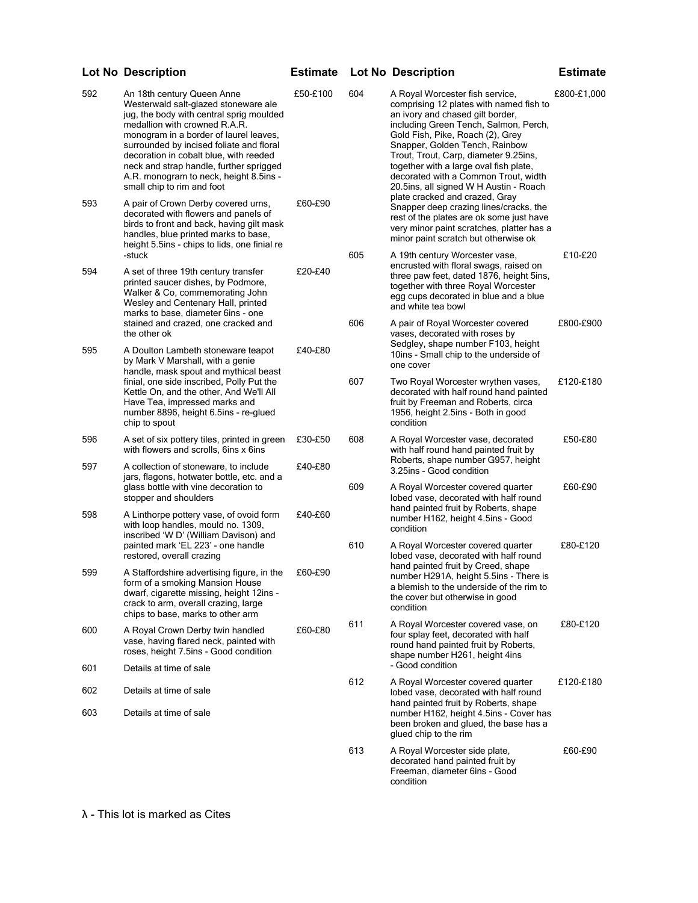| Lot No | Description | Estimate |
|---|---|---|
| 592 | An 18th century Queen Anne Westerwald salt-glazed stoneware ale jug, the body with central sprig moulded medallion with crowned R.A.R. monogram in a border of laurel leaves, surrounded by incised foliate and floral decoration in cobalt blue, with reeded neck and strap handle, further sprigged A.R. monogram to neck, height 8.5ins - small chip to rim and foot | £50-£100 |
| 593 | A pair of Crown Derby covered urns, decorated with flowers and panels of birds to front and back, having gilt mask handles, blue printed marks to base, height 5.5ins - chips to lids, one finial re-stuck | £60-£90 |
| 594 | A set of three 19th century transfer printed saucer dishes, by Podmore, Walker & Co, commemorating John Wesley and Centenary Hall, printed marks to base, diameter 6ins - one stained and crazed, one cracked and the other ok | £20-£40 |
| 595 | A Doulton Lambeth stoneware teapot by Mark V Marshall, with a genie handle, mask spout and mythical beast finial, one side inscribed, Polly Put the Kettle On, and the other, And We'll All Have Tea, impressed marks and number 8896, height 6.5ins - re-glued chip to spout | £40-£80 |
| 596 | A set of six pottery tiles, printed in green with flowers and scrolls, 6ins x 6ins | £30-£50 |
| 597 | A collection of stoneware, to include jars, flagons, hotwater bottle, etc. and a glass bottle with vine decoration to stopper and shoulders | £40-£80 |
| 598 | A Linthorpe pottery vase, of ovoid form with loop handles, mould no. 1309, inscribed 'W D' (William Davison) and painted mark 'EL 223' - one handle restored, overall crazing | £40-£60 |
| 599 | A Staffordshire advertising figure, in the form of a smoking Mansion House dwarf, cigarette missing, height 12ins - crack to arm, overall crazing, large chips to base, marks to other arm | £60-£90 |
| 600 | A Royal Crown Derby twin handled vase, having flared neck, painted with roses, height 7.5ins - Good condition | £60-£80 |
| 601 | Details at time of sale | |
| 602 | Details at time of sale | |
| 603 | Details at time of sale | |
| 604 | A Royal Worcester fish service, comprising 12 plates with named fish to an ivory and chased gilt border, including Green Tench, Salmon, Perch, Gold Fish, Pike, Roach (2), Grey Snapper, Golden Tench, Rainbow Trout, Trout, Carp, diameter 9.25ins, together with a large oval fish plate, decorated with a Common Trout, width 20.5ins, all signed W H Austin - Roach plate cracked and crazed, Gray Snapper deep crazing lines/cracks, the rest of the plates are ok some just have very minor paint scratches, platter has a minor paint scratch but otherwise ok | £800-£1,000 |
| 605 | A 19th century Worcester vase, encrusted with floral swags, raised on three paw feet, dated 1876, height 5ins, together with three Royal Worcester egg cups decorated in blue and a blue and white tea bowl | £10-£20 |
| 606 | A pair of Royal Worcester covered vases, decorated with roses by Sedgley, shape number F103, height 10ins - Small chip to the underside of one cover | £800-£900 |
| 607 | Two Royal Worcester wrythen vases, decorated with half round hand painted fruit by Freeman and Roberts, circa 1956, height 2.5ins - Both in good condition | £120-£180 |
| 608 | A Royal Worcester vase, decorated with half round hand painted fruit by Roberts, shape number G957, height 3.25ins - Good condition | £50-£80 |
| 609 | A Royal Worcester covered quarter lobed vase, decorated with half round hand painted fruit by Roberts, shape number H162, height 4.5ins - Good condition | £60-£90 |
| 610 | A Royal Worcester covered quarter lobed vase, decorated with half round hand painted fruit by Creed, shape number H291A, height 5.5ins - There is a blemish to the underside of the rim to the cover but otherwise in good condition | £80-£120 |
| 611 | A Royal Worcester covered vase, on four splay feet, decorated with half round hand painted fruit by Roberts, shape number H261, height 4ins - Good condition | £80-£120 |
| 612 | A Royal Worcester covered quarter lobed vase, decorated with half round hand painted fruit by Roberts, shape number H162, height 4.5ins - Cover has been broken and glued, the base has a glued chip to the rim | £120-£180 |
| 613 | A Royal Worcester side plate, decorated hand painted fruit by Freeman, diameter 6ins - Good condition | £60-£90 |

λ - This lot is marked as Cites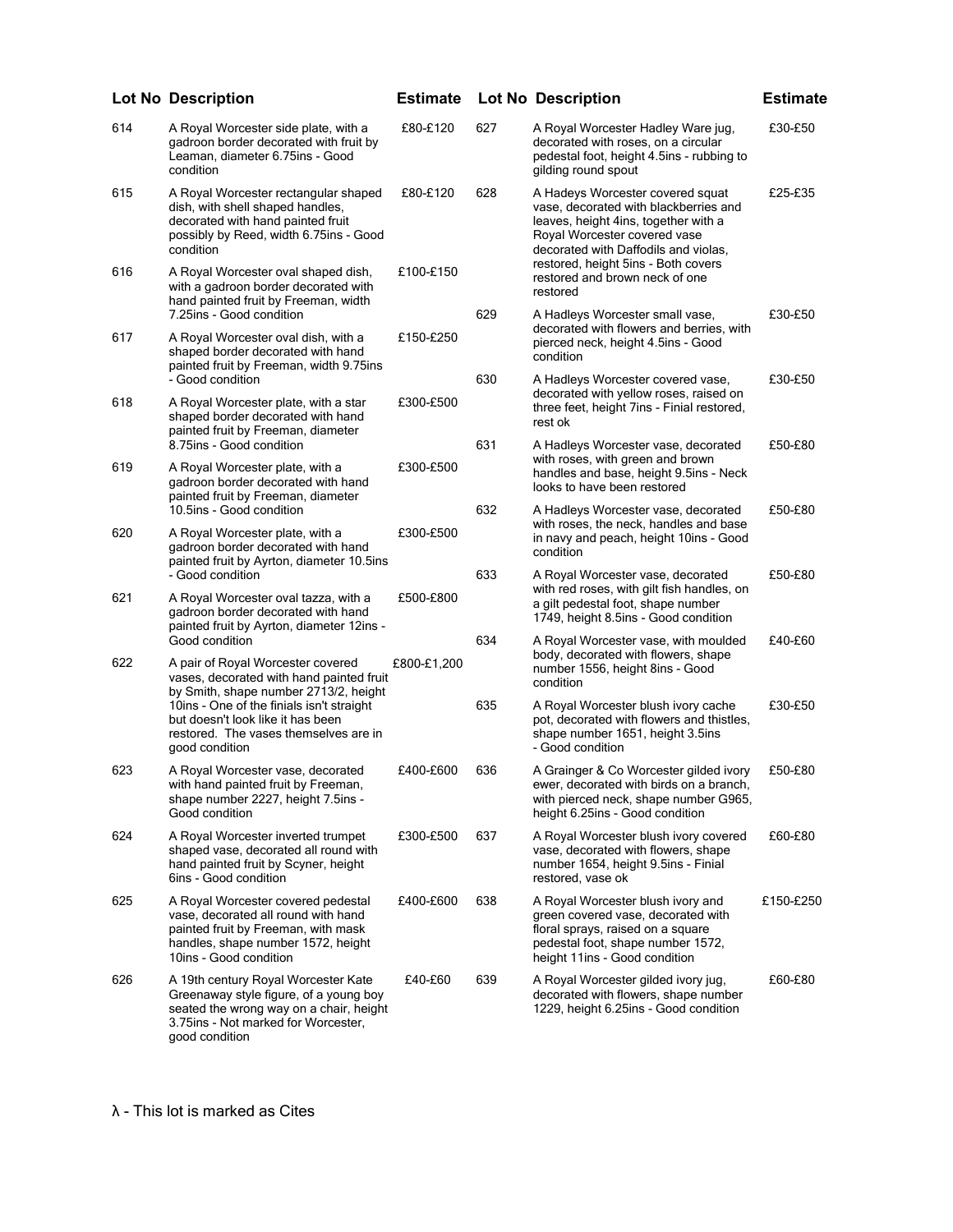| Lot No | Description | Estimate |
|---|---|---|
| 614 | A Royal Worcester side plate, with a gadroon border decorated with fruit by Leaman, diameter 6.75ins - Good condition | £80-£120 |
| 615 | A Royal Worcester rectangular shaped dish, with shell shaped handles, decorated with hand painted fruit possibly by Reed, width 6.75ins - Good condition | £80-£120 |
| 616 | A Royal Worcester oval shaped dish, with a gadroon border decorated with hand painted fruit by Freeman, width 7.25ins - Good condition | £100-£150 |
| 617 | A Royal Worcester oval dish, with a shaped border decorated with hand painted fruit by Freeman, width 9.75ins - Good condition | £150-£250 |
| 618 | A Royal Worcester plate, with a star shaped border decorated with hand painted fruit by Freeman, diameter 8.75ins - Good condition | £300-£500 |
| 619 | A Royal Worcester plate, with a gadroon border decorated with hand painted fruit by Freeman, diameter 10.5ins - Good condition | £300-£500 |
| 620 | A Royal Worcester plate, with a gadroon border decorated with hand painted fruit by Ayrton, diameter 10.5ins - Good condition | £300-£500 |
| 621 | A Royal Worcester oval tazza, with a gadroon border decorated with hand painted fruit by Ayrton, diameter 12ins - Good condition | £500-£800 |
| 622 | A pair of Royal Worcester covered vases, decorated with hand painted fruit by Smith, shape number 2713/2, height 10ins - One of the finials isn't straight but doesn't look like it has been restored. The vases themselves are in good condition | £800-£1,200 |
| 623 | A Royal Worcester vase, decorated with hand painted fruit by Freeman, shape number 2227, height 7.5ins - Good condition | £400-£600 |
| 624 | A Royal Worcester inverted trumpet shaped vase, decorated all round with hand painted fruit by Scyner, height 6ins - Good condition | £300-£500 |
| 625 | A Royal Worcester covered pedestal vase, decorated all round with hand painted fruit by Freeman, with mask handles, shape number 1572, height 10ins - Good condition | £400-£600 |
| 626 | A 19th century Royal Worcester Kate Greenaway style figure, of a young boy seated the wrong way on a chair, height 3.75ins - Not marked for Worcester, good condition | £40-£60 |
| 627 | A Royal Worcester Hadley Ware jug, decorated with roses, on a circular pedestal foot, height 4.5ins - rubbing to gilding round spout | £30-£50 |
| 628 | A Hadeys Worcester covered squat vase, decorated with blackberries and leaves, height 4ins, together with a Royal Worcester covered vase decorated with Daffodils and violas, restored, height 5ins - Both covers restored and brown neck of one restored | £25-£35 |
| 629 | A Hadleys Worcester small vase, decorated with flowers and berries, with pierced neck, height 4.5ins - Good condition | £30-£50 |
| 630 | A Hadleys Worcester covered vase, decorated with yellow roses, raised on three feet, height 7ins - Finial restored, rest ok | £30-£50 |
| 631 | A Hadleys Worcester vase, decorated with roses, with green and brown handles and base, height 9.5ins - Neck looks to have been restored | £50-£80 |
| 632 | A Hadleys Worcester vase, decorated with roses, the neck, handles and base in navy and peach, height 10ins - Good condition | £50-£80 |
| 633 | A Royal Worcester vase, decorated with red roses, with gilt fish handles, on a gilt pedestal foot, shape number 1749, height 8.5ins - Good condition | £50-£80 |
| 634 | A Royal Worcester vase, with moulded body, decorated with flowers, shape number 1556, height 8ins - Good condition | £40-£60 |
| 635 | A Royal Worcester blush ivory cache pot, decorated with flowers and thistles, shape number 1651, height 3.5ins - Good condition | £30-£50 |
| 636 | A Grainger & Co Worcester gilded ivory ewer, decorated with birds on a branch, with pierced neck, shape number G965, height 6.25ins - Good condition | £50-£80 |
| 637 | A Royal Worcester blush ivory covered vase, decorated with flowers, shape number 1654, height 9.5ins - Finial restored, vase ok | £60-£80 |
| 638 | A Royal Worcester blush ivory and green covered vase, decorated with floral sprays, raised on a square pedestal foot, shape number 1572, height 11ins - Good condition | £150-£250 |
| 639 | A Royal Worcester gilded ivory jug, decorated with flowers, shape number 1229, height 6.25ins - Good condition | £60-£80 |

λ - This lot is marked as Cites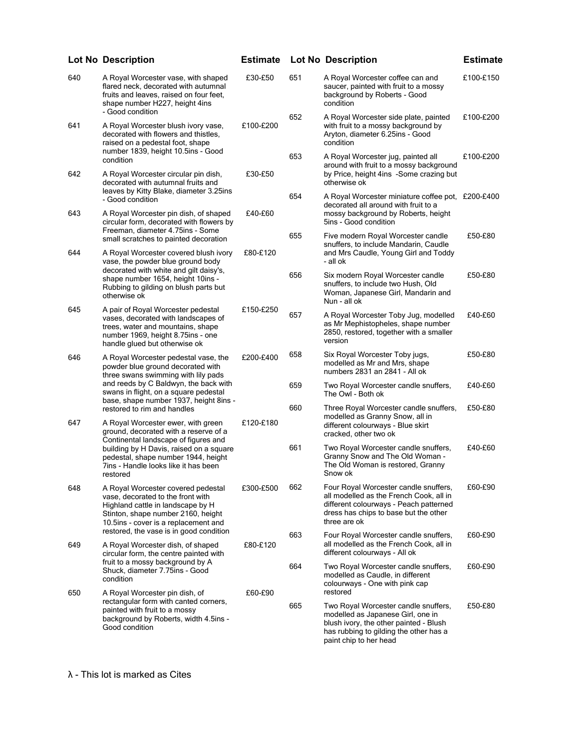| Lot No | Description | Estimate |
|---|---|---|
| 640 | A Royal Worcester vase, with shaped flared neck, decorated with autumnal fruits and leaves, raised on four feet, shape number H227, height 4ins - Good condition | £30-£50 |
| 641 | A Royal Worcester blush ivory vase, decorated with flowers and thistles, raised on a pedestal foot, shape number 1839, height 10.5ins - Good condition | £100-£200 |
| 642 | A Royal Worcester circular pin dish, decorated with autumnal fruits and leaves by Kitty Blake, diameter 3.25ins - Good condition | £30-£50 |
| 643 | A Royal Worcester pin dish, of shaped circular form, decorated with flowers by Freeman, diameter 4.75ins - Some small scratches to painted decoration | £40-£60 |
| 644 | A Royal Worcester covered blush ivory vase, the powder blue ground body decorated with white and gilt daisy's, shape number 1654, height 10ins - Rubbing to gilding on blush parts but otherwise ok | £80-£120 |
| 645 | A pair of Royal Worcester pedestal vases, decorated with landscapes of trees, water and mountains, shape number 1969, height 8.75ins - one handle glued but otherwise ok | £150-£250 |
| 646 | A Royal Worcester pedestal vase, the powder blue ground decorated with three swans swimming with lily pads and reeds by C Baldwyn, the back with swans in flight, on a square pedestal base, shape number 1937, height 8ins - restored to rim and handles | £200-£400 |
| 647 | A Royal Worcester ewer, with green ground, decorated with a reserve of a Continental landscape of figures and building by H Davis, raised on a square pedestal, shape number 1944, height 7ins - Handle looks like it has been restored | £120-£180 |
| 648 | A Royal Worcester covered pedestal vase, decorated to the front with Highland cattle in landscape by H Stinton, shape number 2160, height 10.5ins - cover is a replacement and restored, the vase is in good condition | £300-£500 |
| 649 | A Royal Worcester dish, of shaped circular form, the centre painted with fruit to a mossy background by A Shuck, diameter 7.75ins - Good condition | £80-£120 |
| 650 | A Royal Worcester pin dish, of rectangular form with canted corners, painted with fruit to a mossy background by Roberts, width 4.5ins - Good condition | £60-£90 |
| 651 | A Royal Worcester coffee can and saucer, painted with fruit to a mossy background by Roberts - Good condition | £100-£150 |
| 652 | A Royal Worcester side plate, painted with fruit to a mossy background by Aryton, diameter 6.25ins - Good condition | £100-£200 |
| 653 | A Royal Worcester jug, painted all around with fruit to a mossy background by Price, height 4ins -Some crazing but otherwise ok | £100-£200 |
| 654 | A Royal Worcester miniature coffee pot, decorated all around with fruit to a mossy background by Roberts, height 5ins - Good condition | £200-£400 |
| 655 | Five modern Royal Worcester candle snuffers, to include Mandarin, Caudle and Mrs Caudle, Young Girl and Toddy - all ok | £50-£80 |
| 656 | Six modern Royal Worcester candle snuffers, to include two Hush, Old Woman, Japanese Girl, Mandarin and Nun - all ok | £50-£80 |
| 657 | A Royal Worcester Toby Jug, modelled as Mr Mephistopheles, shape number 2850, restored, together with a smaller version | £40-£60 |
| 658 | Six Royal Worcester Toby jugs, modelled as Mr and Mrs, shape numbers 2831 an 2841 - All ok | £50-£80 |
| 659 | Two Royal Worcester candle snuffers, The Owl - Both ok | £40-£60 |
| 660 | Three Royal Worcester candle snuffers, modelled as Granny Snow, all in different colourways - Blue skirt cracked, other two ok | £50-£80 |
| 661 | Two Royal Worcester candle snuffers, Granny Snow and The Old Woman - The Old Woman is restored, Granny Snow ok | £40-£60 |
| 662 | Four Royal Worcester candle snuffers, all modelled as the French Cook, all in different colourways - Peach patterned dress has chips to base but the other three are ok | £60-£90 |
| 663 | Four Royal Worcester candle snuffers, all modelled as the French Cook, all in different colourways - All ok | £60-£90 |
| 664 | Two Royal Worcester candle snuffers, modelled as Caudle, in different colourways - One with pink cap restored | £60-£90 |
| 665 | Two Royal Worcester candle snuffers, modelled as Japanese Girl, one in blush ivory, the other painted - Blush has rubbing to gilding the other has a paint chip to her head | £50-£80 |

λ - This lot is marked as Cites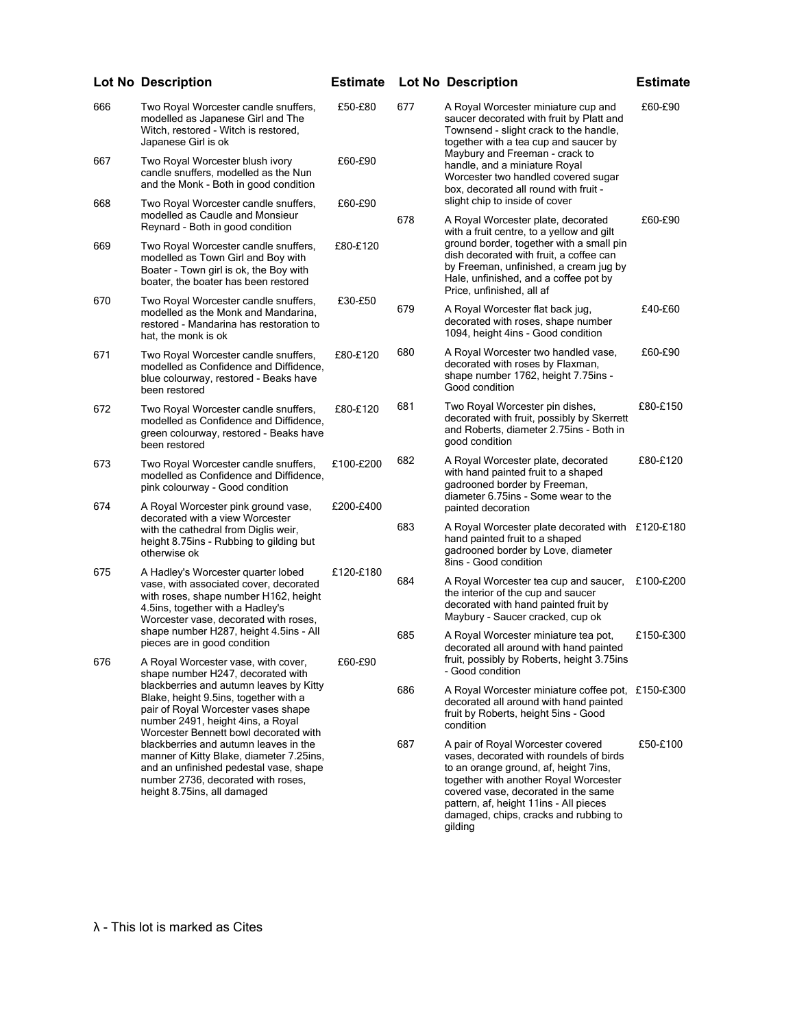| Lot No | Description | Estimate |
|---|---|---|
| 666 | Two Royal Worcester candle snuffers, modelled as Japanese Girl and The Witch, restored - Witch is restored, Japanese Girl is ok | £50-£80 |
| 667 | Two Royal Worcester blush ivory candle snuffers, modelled as the Nun and the Monk - Both in good condition | £60-£90 |
| 668 | Two Royal Worcester candle snuffers, modelled as Caudle and Monsieur Reynard - Both in good condition | £60-£90 |
| 669 | Two Royal Worcester candle snuffers, modelled as Town Girl and Boy with Boater - Town girl is ok, the Boy with boater, the boater has been restored | £80-£120 |
| 670 | Two Royal Worcester candle snuffers, modelled as the Monk and Mandarina, restored - Mandarina has restoration to hat, the monk is ok | £30-£50 |
| 671 | Two Royal Worcester candle snuffers, modelled as Confidence and Diffidence, blue colourway, restored - Beaks have been restored | £80-£120 |
| 672 | Two Royal Worcester candle snuffers, modelled as Confidence and Diffidence, green colourway, restored - Beaks have been restored | £80-£120 |
| 673 | Two Royal Worcester candle snuffers, modelled as Confidence and Diffidence, pink colourway - Good condition | £100-£200 |
| 674 | A Royal Worcester pink ground vase, decorated with a view Worcester with the cathedral from Diglis weir, height 8.75ins - Rubbing to gilding but otherwise ok | £200-£400 |
| 675 | A Hadley's Worcester quarter lobed vase, with associated cover, decorated with roses, shape number H162, height 4.5ins, together with a Hadley's Worcester vase, decorated with roses, shape number H287, height 4.5ins - All pieces are in good condition | £120-£180 |
| 676 | A Royal Worcester vase, with cover, shape number H247, decorated with blackberries and autumn leaves by Kitty Blake, height 9.5ins, together with a pair of Royal Worcester vases shape number 2491, height 4ins, a Royal Worcester Bennett bowl decorated with blackberries and autumn leaves in the manner of Kitty Blake, diameter 7.25ins, and an unfinished pedestal vase, shape number 2736, decorated with roses, height 8.75ins, all damaged | £60-£90 |
| 677 | A Royal Worcester miniature cup and saucer decorated with fruit by Platt and Townsend - slight crack to the handle, together with a tea cup and saucer by Maybury and Freeman - crack to handle, and a miniature Royal Worcester two handled covered sugar box, decorated all round with fruit - slight chip to inside of cover | £60-£90 |
| 678 | A Royal Worcester plate, decorated with a fruit centre, to a yellow and gilt ground border, together with a small pin dish decorated with fruit, a coffee can by Freeman, unfinished, a cream jug by Hale, unfinished, and a coffee pot by Price, unfinished, all af | £60-£90 |
| 679 | A Royal Worcester flat back jug, decorated with roses, shape number 1094, height 4ins - Good condition | £40-£60 |
| 680 | A Royal Worcester two handled vase, decorated with roses by Flaxman, shape number 1762, height 7.75ins - Good condition | £60-£90 |
| 681 | Two Royal Worcester pin dishes, decorated with fruit, possibly by Skerrett and Roberts, diameter 2.75ins - Both in good condition | £80-£150 |
| 682 | A Royal Worcester plate, decorated with hand painted fruit to a shaped gadrooned border by Freeman, diameter 6.75ins - Some wear to the painted decoration | £80-£120 |
| 683 | A Royal Worcester plate decorated with hand painted fruit to a shaped gadrooned border by Love, diameter 8ins - Good condition | £120-£180 |
| 684 | A Royal Worcester tea cup and saucer, the interior of the cup and saucer decorated with hand painted fruit by Maybury - Saucer cracked, cup ok | £100-£200 |
| 685 | A Royal Worcester miniature tea pot, decorated all around with hand painted fruit, possibly by Roberts, height 3.75ins - Good condition | £150-£300 |
| 686 | A Royal Worcester miniature coffee pot, decorated all around with hand painted fruit by Roberts, height 5ins - Good condition | £150-£300 |
| 687 | A pair of Royal Worcester covered vases, decorated with roundels of birds to an orange ground, af, height 7ins, together with another Royal Worcester covered vase, decorated in the same pattern, af, height 11ins - All pieces damaged, chips, cracks and rubbing to gilding | £50-£100 |

λ - This lot is marked as Cites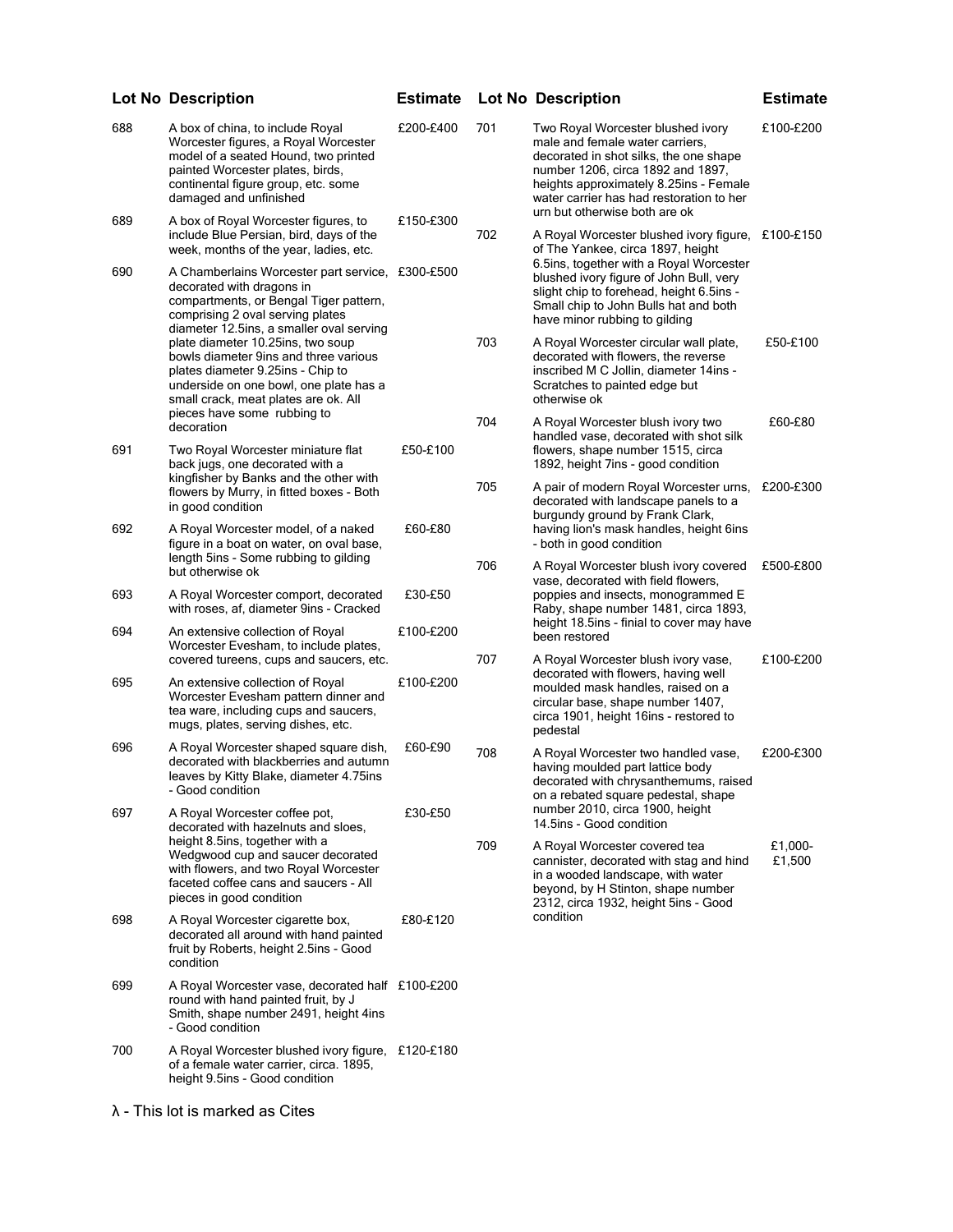| Lot No | Description | Estimate |
| --- | --- | --- |
| 688 | A box of china, to include Royal Worcester figures, a Royal Worcester model of a seated Hound, two printed painted Worcester plates, birds, continental figure group, etc. some damaged and unfinished | £200-£400 |
| 689 | A box of Royal Worcester figures, to include Blue Persian, bird, days of the week, months of the year, ladies, etc. | £150-£300 |
| 690 | A Chamberlains Worcester part service, decorated with dragons in compartments, or Bengal Tiger pattern, comprising 2 oval serving plates diameter 12.5ins, a smaller oval serving plate diameter 10.25ins, two soup bowls diameter 9ins and three various plates diameter 9.25ins - Chip to underside on one bowl, one plate has a small crack, meat plates are ok. All pieces have some rubbing to decoration | £300-£500 |
| 691 | Two Royal Worcester miniature flat back jugs, one decorated with a kingfisher by Banks and the other with flowers by Murry, in fitted boxes - Both in good condition | £50-£100 |
| 692 | A Royal Worcester model, of a naked figure in a boat on water, on oval base, length 5ins - Some rubbing to gilding but otherwise ok | £60-£80 |
| 693 | A Royal Worcester comport, decorated with roses, af, diameter 9ins - Cracked | £30-£50 |
| 694 | An extensive collection of Royal Worcester Evesham, to include plates, covered tureens, cups and saucers, etc. | £100-£200 |
| 695 | An extensive collection of Royal Worcester Evesham pattern dinner and tea ware, including cups and saucers, mugs, plates, serving dishes, etc. | £100-£200 |
| 696 | A Royal Worcester shaped square dish, decorated with blackberries and autumn leaves by Kitty Blake, diameter 4.75ins - Good condition | £60-£90 |
| 697 | A Royal Worcester coffee pot, decorated with hazelnuts and sloes, height 8.5ins, together with a Wedgwood cup and saucer decorated with flowers, and two Royal Worcester faceted coffee cans and saucers - All pieces in good condition | £30-£50 |
| 698 | A Royal Worcester cigarette box, decorated all around with hand painted fruit by Roberts, height 2.5ins - Good condition | £80-£120 |
| 699 | A Royal Worcester vase, decorated half round with hand painted fruit, by J Smith, shape number 2491, height 4ins - Good condition | £100-£200 |
| 700 | A Royal Worcester blushed ivory figure, of a female water carrier, circa. 1895, height 9.5ins - Good condition | £120-£180 |
| 701 | Two Royal Worcester blushed ivory male and female water carriers, decorated in shot silks, the one shape number 1206, circa 1892 and 1897, heights approximately 8.25ins - Female water carrier has had restoration to her urn but otherwise both are ok | £100-£200 |
| 702 | A Royal Worcester blushed ivory figure, of The Yankee, circa 1897, height 6.5ins, together with a Royal Worcester blushed ivory figure of John Bull, very slight chip to forehead, height 6.5ins - Small chip to John Bulls hat and both have minor rubbing to gilding | £100-£150 |
| 703 | A Royal Worcester circular wall plate, decorated with flowers, the reverse inscribed M C Jollin, diameter 14ins - Scratches to painted edge but otherwise ok | £50-£100 |
| 704 | A Royal Worcester blush ivory two handled vase, decorated with shot silk flowers, shape number 1515, circa 1892, height 7ins - good condition | £60-£80 |
| 705 | A pair of modern Royal Worcester urns, decorated with landscape panels to a burgundy ground by Frank Clark, having lion's mask handles, height 6ins - both in good condition | £200-£300 |
| 706 | A Royal Worcester blush ivory covered vase, decorated with field flowers, poppies and insects, monogrammed E Raby, shape number 1481, circa 1893, height 18.5ins - finial to cover may have been restored | £500-£800 |
| 707 | A Royal Worcester blush ivory vase, decorated with flowers, having well moulded mask handles, raised on a circular base, shape number 1407, circa 1901, height 16ins - restored to pedestal | £100-£200 |
| 708 | A Royal Worcester two handled vase, having moulded part lattice body decorated with chrysanthemums, raised on a rebated square pedestal, shape number 2010, circa 1900, height 14.5ins - Good condition | £200-£300 |
| 709 | A Royal Worcester covered tea cannister, decorated with stag and hind in a wooded landscape, with water beyond, by H Stinton, shape number 2312, circa 1932, height 5ins - Good condition | £1,000-£1,500 |

λ - This lot is marked as Cites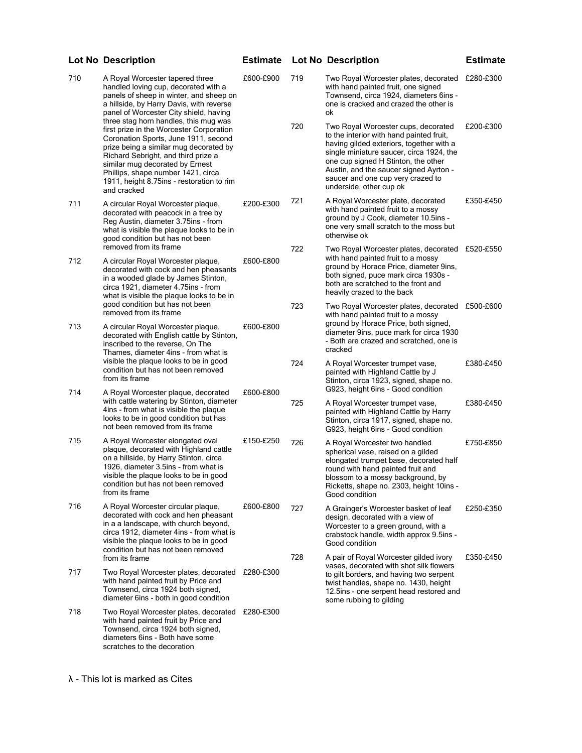| Lot No | Description | Estimate |
| --- | --- | --- |
| 710 | A Royal Worcester tapered three handled loving cup, decorated with a panels of sheep in winter, and sheep on a hillside, by Harry Davis, with reverse panel of Worcester City shield, having three stag horn handles, this mug was first prize in the Worcester Corporation Coronation Sports, June 1911, second prize being a similar mug decorated by Richard Sebright, and third prize a similar mug decorated by Ernest Phillips, shape number 1421, circa 1911, height 8.75ins - restoration to rim and cracked | £600-£900 |
| 711 | A circular Royal Worcester plaque, decorated with peacock in a tree by Reg Austin, diameter 3.75ins - from what is visible the plaque looks to be in good condition but has not been removed from its frame | £200-£300 |
| 712 | A circular Royal Worcester plaque, decorated with cock and hen pheasants in a wooded glade by James Stinton, circa 1921, diameter 4.75ins - from what is visible the plaque looks to be in good condition but has not been removed from its frame | £600-£800 |
| 713 | A circular Royal Worcester plaque, decorated with English cattle by Stinton, inscribed to the reverse, On The Thames, diameter 4ins - from what is visible the plaque looks to be in good condition but has not been removed from its frame | £600-£800 |
| 714 | A Royal Worcester plaque, decorated with cattle watering by Stinton, diameter 4ins - from what is visible the plaque looks to be in good condition but has not been removed from its frame | £600-£800 |
| 715 | A Royal Worcester elongated oval plaque, decorated with Highland cattle on a hillside, by Harry Stinton, circa 1926, diameter 3.5ins - from what is visible the plaque looks to be in good condition but has not been removed from its frame | £150-£250 |
| 716 | A Royal Worcester circular plaque, decorated with cock and hen pheasant in a a landscape, with church beyond, circa 1912, diameter 4ins - from what is visible the plaque looks to be in good condition but has not been removed from its frame | £600-£800 |
| 717 | Two Royal Worcester plates, decorated with hand painted fruit by Price and Townsend, circa 1924 both signed, diameter 6ins - both in good condition | £280-£300 |
| 718 | Two Royal Worcester plates, decorated with hand painted fruit by Price and Townsend, circa 1924 both signed, diameters 6ins - Both have some scratches to the decoration | £280-£300 |
| 719 | Two Royal Worcester plates, decorated with hand painted fruit, one signed Townsend, circa 1924, diameters 6ins - one is cracked and crazed the other is ok | £280-£300 |
| 720 | Two Royal Worcester cups, decorated to the interior with hand painted fruit, having gilded exteriors, together with a single miniature saucer, circa 1924, the one cup signed H Stinton, the other Austin, and the saucer signed Ayrton - saucer and one cup very crazed to underside, other cup ok | £200-£300 |
| 721 | A Royal Worcester plate, decorated with hand painted fruit to a mossy ground by J Cook, diameter 10.5ins - one very small scratch to the moss but otherwise ok | £350-£450 |
| 722 | Two Royal Worcester plates, decorated with hand painted fruit to a mossy ground by Horace Price, diameter 9ins, both signed, puce mark circa 1930s - both are scratched to the front and heavily crazed to the back | £520-£550 |
| 723 | Two Royal Worcester plates, decorated with hand painted fruit to a mossy ground by Horace Price, both signed, diameter 9ins, puce mark for circa 1930 - Both are crazed and scratched, one is cracked | £500-£600 |
| 724 | A Royal Worcester trumpet vase, painted with Highland Cattle by J Stinton, circa 1923, signed, shape no. G923, height 6ins - Good condition | £380-£450 |
| 725 | A Royal Worcester trumpet vase, painted with Highland Cattle by Harry Stinton, circa 1917, signed, shape no. G923, height 6ins - Good condition | £380-£450 |
| 726 | A Royal Worcester two handled spherical vase, raised on a gilded elongated trumpet base, decorated half round with hand painted fruit and blossom to a mossy background, by Ricketts, shape no. 2303, height 10ins - Good condition | £750-£850 |
| 727 | A Grainger's Worcester basket of leaf design, decorated with a view of Worcester to a green ground, with a crabstock handle, width approx 9.5ins - Good condition | £250-£350 |
| 728 | A pair of Royal Worcester gilded ivory vases, decorated with shot silk flowers to gilt borders, and having two serpent twist handles, shape no. 1430, height 12.5ins - one serpent head restored and some rubbing to gilding | £350-£450 |

λ - This lot is marked as Cites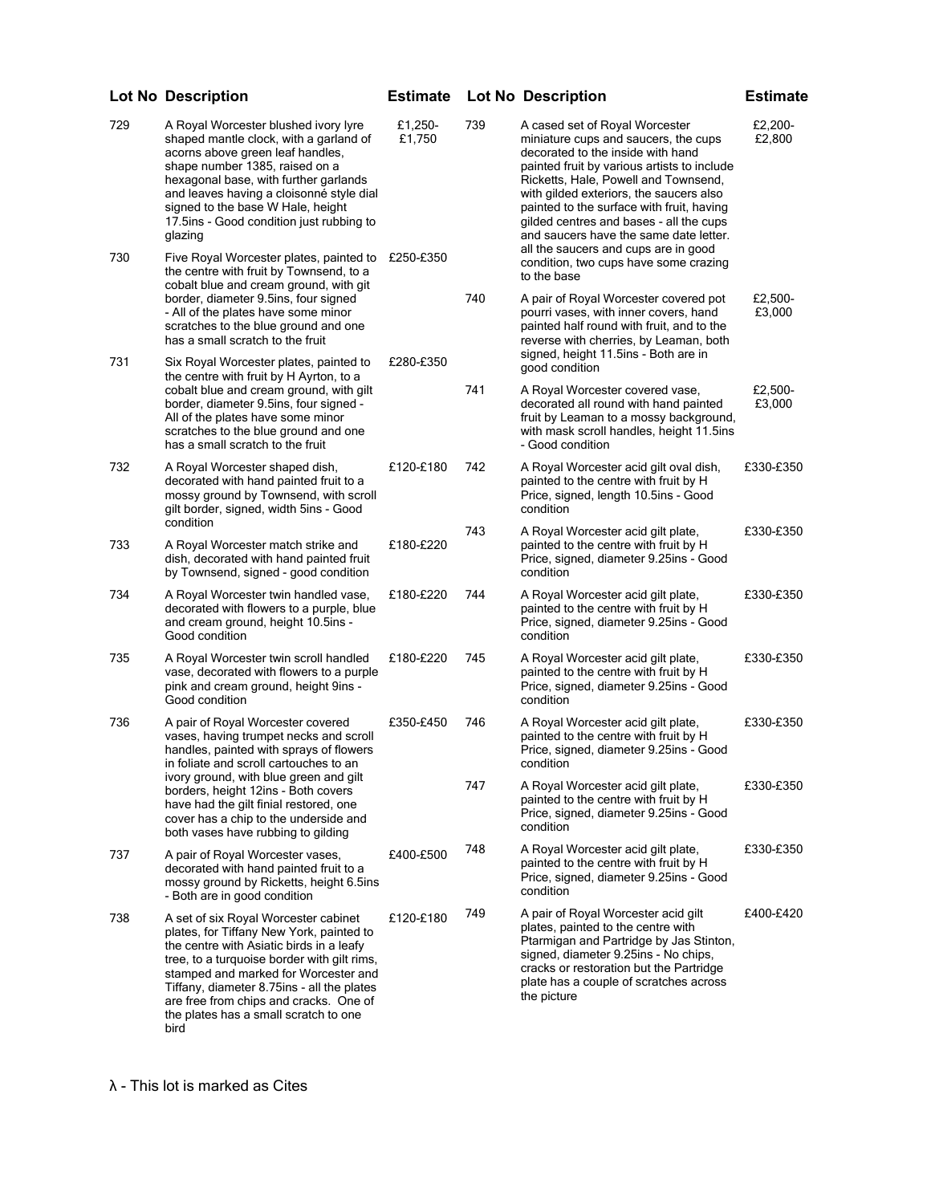| Lot No | Description | Estimate |
|---|---|---|
| 729 | A Royal Worcester blushed ivory lyre shaped mantle clock, with a garland of acorns above green leaf handles, shape number 1385, raised on a hexagonal base, with further garlands and leaves having a cloisonné style dial signed to the base W Hale, height 17.5ins - Good condition just rubbing to glazing | £1,250-£1,750 |
| 730 | Five Royal Worcester plates, painted to the centre with fruit by Townsend, to a cobalt blue and cream ground, with git border, diameter 9.5ins, four signed - All of the plates have some minor scratches to the blue ground and one has a small scratch to the fruit | £250-£350 |
| 731 | Six Royal Worcester plates, painted to the centre with fruit by H Ayrton, to a cobalt blue and cream ground, with gilt border, diameter 9.5ins, four signed - All of the plates have some minor scratches to the blue ground and one has a small scratch to the fruit | £280-£350 |
| 732 | A Royal Worcester shaped dish, decorated with hand painted fruit to a mossy ground by Townsend, with scroll gilt border, signed, width 5ins - Good condition | £120-£180 |
| 733 | A Royal Worcester match strike and dish, decorated with hand painted fruit by Townsend, signed - good condition | £180-£220 |
| 734 | A Royal Worcester twin handled vase, decorated with flowers to a purple, blue and cream ground, height 10.5ins - Good condition | £180-£220 |
| 735 | A Royal Worcester twin scroll handled vase, decorated with flowers to a purple pink and cream ground, height 9ins - Good condition | £180-£220 |
| 736 | A pair of Royal Worcester covered vases, having trumpet necks and scroll handles, painted with sprays of flowers in foliate and scroll cartouches to an ivory ground, with blue green and gilt borders, height 12ins - Both covers have had the gilt finial restored, one cover has a chip to the underside and both vases have rubbing to gilding | £350-£450 |
| 737 | A pair of Royal Worcester vases, decorated with hand painted fruit to a mossy ground by Ricketts, height 6.5ins - Both are in good condition | £400-£500 |
| 738 | A set of six Royal Worcester cabinet plates, for Tiffany New York, painted to the centre with Asiatic birds in a leafy tree, to a turquoise border with gilt rims, stamped and marked for Worcester and Tiffany, diameter 8.75ins - all the plates are free from chips and cracks. One of the plates has a small scratch to one bird | £120-£180 |
| 739 | A cased set of Royal Worcester miniature cups and saucers, the cups decorated to the inside with hand painted fruit by various artists to include Ricketts, Hale, Powell and Townsend, with gilded exteriors, the saucers also painted to the surface with fruit, having gilded centres and bases - all the cups and saucers have the same date letter. all the saucers and cups are in good condition, two cups have some crazing to the base | £2,200-£2,800 |
| 740 | A pair of Royal Worcester covered pot pourri vases, with inner covers, hand painted half round with fruit, and to the reverse with cherries, by Leaman, both signed, height 11.5ins - Both are in good condition | £2,500-£3,000 |
| 741 | A Royal Worcester covered vase, decorated all round with hand painted fruit by Leaman to a mossy background, with mask scroll handles, height 11.5ins - Good condition | £2,500-£3,000 |
| 742 | A Royal Worcester acid gilt oval dish, painted to the centre with fruit by H Price, signed, length 10.5ins - Good condition | £330-£350 |
| 743 | A Royal Worcester acid gilt plate, painted to the centre with fruit by H Price, signed, diameter 9.25ins - Good condition | £330-£350 |
| 744 | A Royal Worcester acid gilt plate, painted to the centre with fruit by H Price, signed, diameter 9.25ins - Good condition | £330-£350 |
| 745 | A Royal Worcester acid gilt plate, painted to the centre with fruit by H Price, signed, diameter 9.25ins - Good condition | £330-£350 |
| 746 | A Royal Worcester acid gilt plate, painted to the centre with fruit by H Price, signed, diameter 9.25ins - Good condition | £330-£350 |
| 747 | A Royal Worcester acid gilt plate, painted to the centre with fruit by H Price, signed, diameter 9.25ins - Good condition | £330-£350 |
| 748 | A Royal Worcester acid gilt plate, painted to the centre with fruit by H Price, signed, diameter 9.25ins - Good condition | £330-£350 |
| 749 | A pair of Royal Worcester acid gilt plates, painted to the centre with Ptarmigan and Partridge by Jas Stinton, signed, diameter 9.25ins - No chips, cracks or restoration but the Partridge plate has a couple of scratches across the picture | £400-£420 |

λ - This lot is marked as Cites